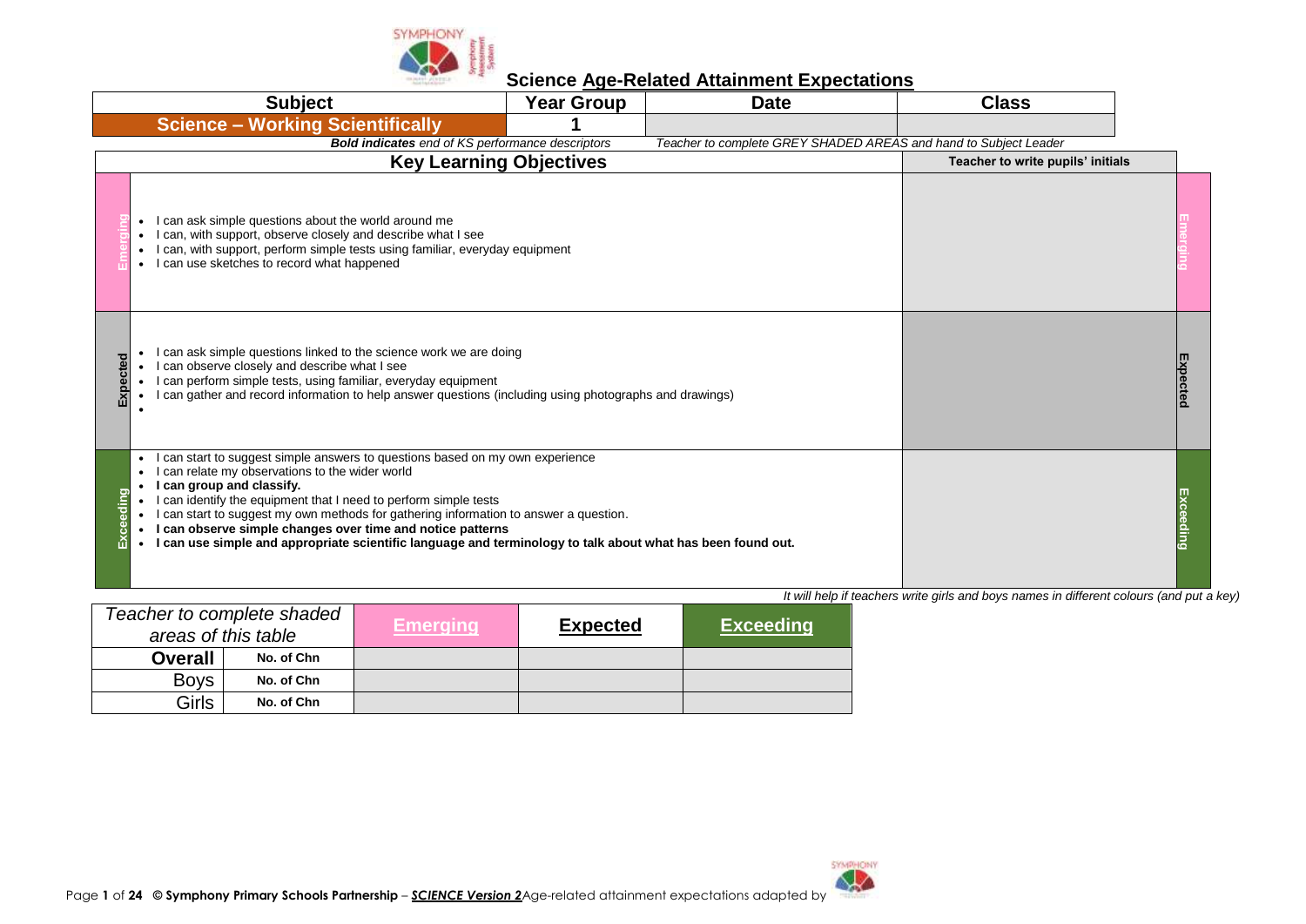# Science Age-Related Attainment Expectations

| Subject | Year Group | Date | Class |
|---|---|---|---|
| **Science – Working Scientifically** | **1** | | |

***Bold indicates** end of KS performance descriptors* — *Teacher to complete GREY SHADED AREAS and hand to Subject Leader*

| | Key Learning Objectives | Teacher to write pupils' initials | |
|---|---|---|---|
| **Emerging** | • I can ask simple questions about the world around me<br>• I can, with support, observe closely and describe what I see<br>• I can, with support, perform simple tests using familiar, everyday equipment<br>• I can use sketches to record what happened | | **Emerging** |
| **Expected** | • I can ask simple questions linked to the science work we are doing<br>• I can observe closely and describe what I see<br>• I can perform simple tests, using familiar, everyday equipment<br>• I can gather and record information to help answer questions (including using photographs and drawings)<br>• | | **Expected** |
| **Exceeding** | • I can start to suggest simple answers to questions based on my own experience<br>• I can relate my observations to the wider world<br>• **I can group and classify.**<br>• I can identify the equipment that I need to perform simple tests<br>• I can start to suggest my own methods for gathering information to answer a question.<br>• **I can observe simple changes over time and notice patterns**<br>• **I can use simple and appropriate scientific language and terminology to talk about what has been found out.** | | **Exceeding** |

*It will help if teachers write girls and boys names in different colours (and put a key)*

| *Teacher to complete shaded areas of this table* | | **Emerging** | **Expected** | **Exceeding** |
|---|---|---|---|---|
| **Overall** | **No. of Chn** | | | |
| Boys | **No. of Chn** | | | |
| Girls | **No. of Chn** | | | |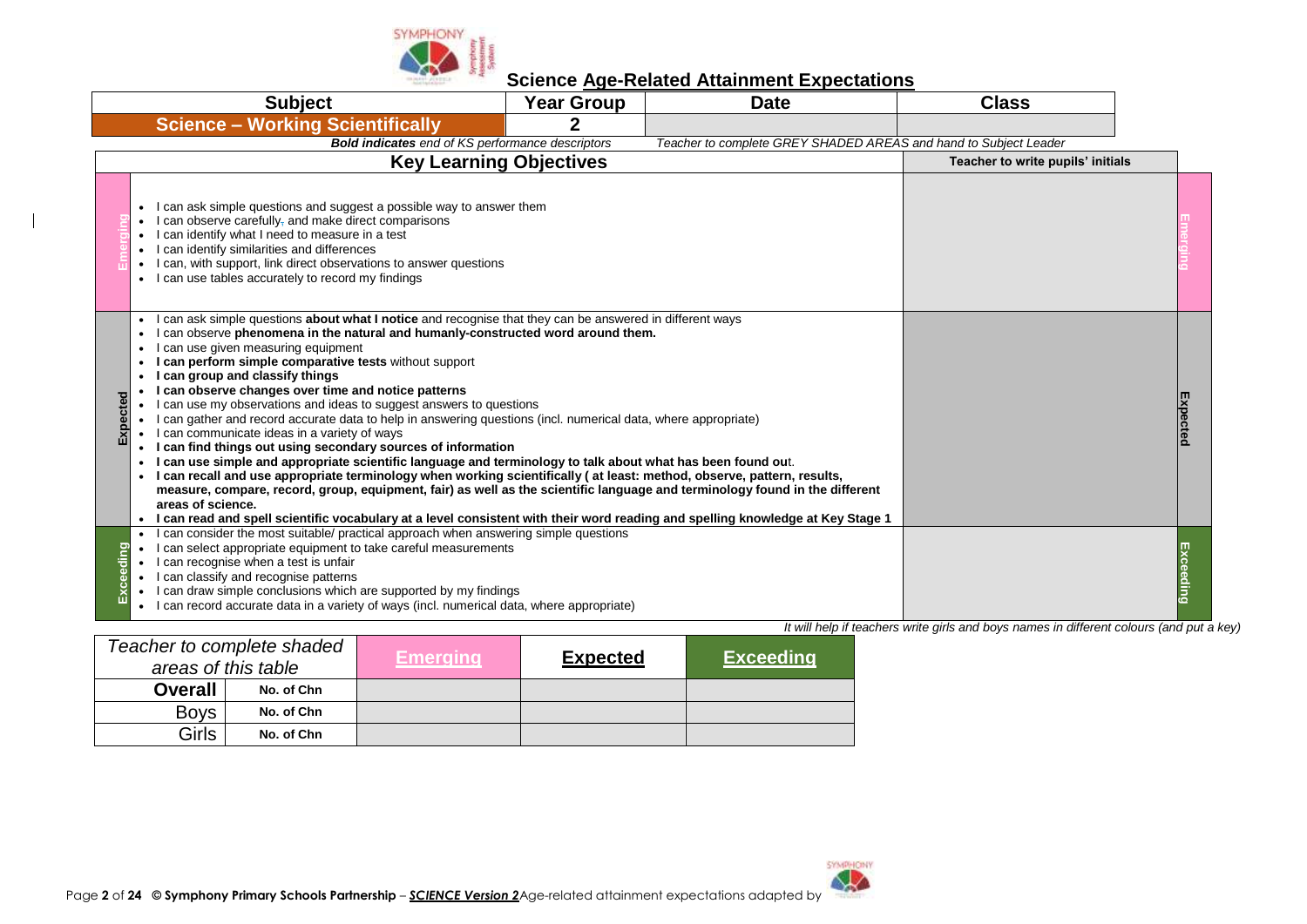## Science Age-Related Attainment Expectations

| Subject | Year Group | Date | Class |
|---|---|---|---|
| **Science – Working Scientifically** | **2** | | |

***Bold indicates** end of KS performance descriptors*　　*Teacher to complete GREY SHADED AREAS and hand to Subject Leader*

| | Key Learning Objectives | Teacher to write pupils' initials | |
|---|---|---|---|
| **Emerging** | • I can ask simple questions and suggest a possible way to answer them<br>• I can observe carefully and make direct comparisons<br>• I can identify what I need to measure in a test<br>• I can identify similarities and differences<br>• I can, with support, link direct observations to answer questions<br>• I can use tables accurately to record my findings | | **Emerging** |
| **Expected** | • I can ask simple questions **about what I notice** and recognise that they can be answered in different ways<br>• I can observe **phenomena in the natural and humanly-constructed word around them.**<br>• I can use given measuring equipment<br>• **I can perform simple comparative tests** without support<br>• **I can group and classify things**<br>• **I can observe changes over time and notice patterns**<br>• I can use my observations and ideas to suggest answers to questions<br>• I can gather and record accurate data to help in answering questions (incl. numerical data, where appropriate)<br>• I can communicate ideas in a variety of ways<br>• **I can find things out using secondary sources of information**<br>• **I can use simple and appropriate scientific language and terminology to talk about what has been found ou**t.<br>• **I can recall and use appropriate terminology when working scientifically ( at least: method, observe, pattern, results, measure, compare, record, group, equipment, fair) as well as the scientific language and terminology found in the different areas of science.**<br>• **I can read and spell scientific vocabulary at a level consistent with their word reading and spelling knowledge at Key Stage 1** | | **Expected** |
| **Exceeding** | • I can consider the most suitable/ practical approach when answering simple questions<br>• I can select appropriate equipment to take careful measurements<br>• I can recognise when a test is unfair<br>• I can classify and recognise patterns<br>• I can draw simple conclusions which are supported by my findings<br>• I can record accurate data in a variety of ways (incl. numerical data, where appropriate) | | **Exceeding** |

*It will help if teachers write girls and boys names in different colours (and put a key)*

| *Teacher to complete shaded areas of this table* | | **Emerging** | **Expected** | **Exceeding** |
|---|---|---|---|---|
| **Overall** | **No. of Chn** | | | |
| Boys | **No. of Chn** | | | |
| Girls | **No. of Chn** | | | |

**© Symphony Primary Schools Partnership** – ***SCIENCE Version 2*** Age-related attainment expectations adapted by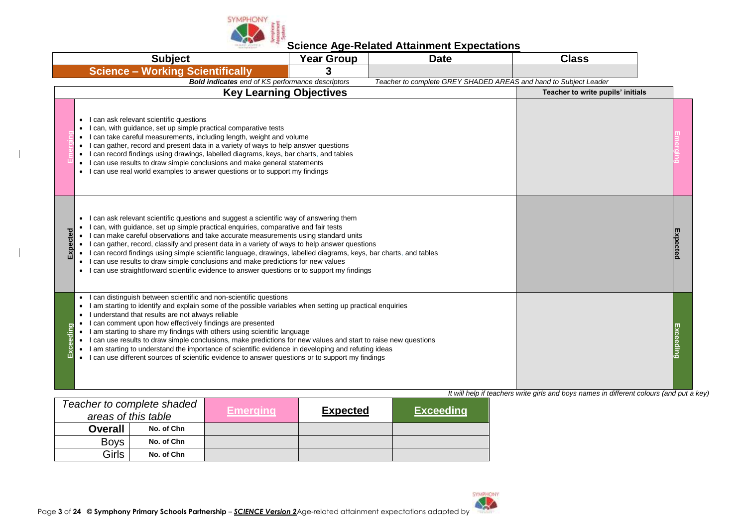# Science Age-Related Attainment Expectations

| Subject | Year Group | Date | Class |
|---|---|---|---|
| **Science – Working Scientifically** | 3 | | |

***Bold indicates** end of KS performance descriptors* — *Teacher to complete GREY SHADED AREAS and hand to Subject Leader*

| | Key Learning Objectives | Teacher to write pupils' initials | |
|---|---|---|---|
| **Emerging** | • I can ask relevant scientific questions<br>• I can, with guidance, set up simple practical comparative tests<br>• I can take careful measurements, including length, weight and volume<br>• I can gather, record and present data in a variety of ways to help answer questions<br>• I can record findings using drawings, labelled diagrams, keys, bar charts, and tables<br>• I can use results to draw simple conclusions and make general statements<br>• I can use real world examples to answer questions or to support my findings | | **Emerging** |
| **Expected** | • I can ask relevant scientific questions and suggest a scientific way of answering them<br>• I can, with guidance, set up simple practical enquiries, comparative and fair tests<br>• I can make careful observations and take accurate measurements using standard units<br>• I can gather, record, classify and present data in a variety of ways to help answer questions<br>• I can record findings using simple scientific language, drawings, labelled diagrams, keys, bar charts, and tables<br>• I can use results to draw simple conclusions and make predictions for new values<br>• I can use straightforward scientific evidence to answer questions or to support my findings | | **Expected** |
| **Exceeding** | • I can distinguish between scientific and non-scientific questions<br>• I am starting to identify and explain some of the possible variables when setting up practical enquiries<br>• I understand that results are not always reliable<br>• I can comment upon how effectively findings are presented<br>• I am starting to share my findings with others using scientific language<br>• I can use results to draw simple conclusions, make predictions for new values and start to raise new questions<br>• I am starting to understand the importance of scientific evidence in developing and refuting ideas<br>• I can use different sources of scientific evidence to answer questions or to support my findings | | **Exceeding** |

*It will help if teachers write girls and boys names in different colours (and put a key)*

| *Teacher to complete shaded areas of this table* | | **Emerging** | **Expected** | **Exceeding** |
|---|---|---|---|---|
| **Overall** | **No. of Chn** | | | |
| Boys | **No. of Chn** | | | |
| Girls | **No. of Chn** | | | |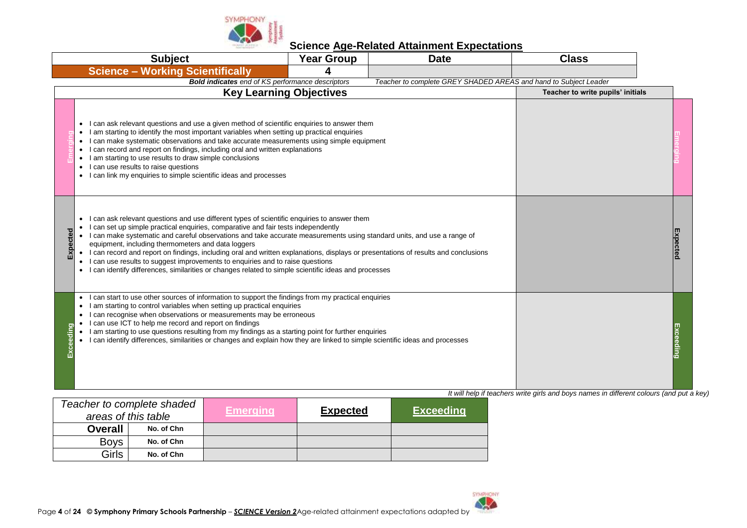# Science Age-Related Attainment Expectations

| Subject | Year Group | Date | Class |
|---|---|---|---|
| Science – Working Scientifically | 4 | | |

***Bold indicates** end of KS performance descriptors* *Teacher to complete GREY SHADED AREAS and hand to Subject Leader*

| | Key Learning Objectives | Teacher to write pupils' initials | |
|---|---|---|---|
| Emerging | • I can ask relevant questions and use a given method of scientific enquiries to answer them<br>• I am starting to identify the most important variables when setting up practical enquiries<br>• I can make systematic observations and take accurate measurements using simple equipment<br>• I can record and report on findings, including oral and written explanations<br>• I am starting to use results to draw simple conclusions<br>• I can use results to raise questions<br>• I can link my enquiries to simple scientific ideas and processes | | Emerging |
| Expected | • I can ask relevant questions and use different types of scientific enquiries to answer them<br>• I can set up simple practical enquiries, comparative and fair tests independently<br>• I can make systematic and careful observations and take accurate measurements using standard units, and use a range of equipment, including thermometers and data loggers<br>• I can record and report on findings, including oral and written explanations, displays or presentations of results and conclusions<br>• I can use results to suggest improvements to enquiries and to raise questions<br>• I can identify differences, similarities or changes related to simple scientific ideas and processes | | Expected |
| Exceeding | • I can start to use other sources of information to support the findings from my practical enquiries<br>• I am starting to control variables when setting up practical enquiries<br>• I can recognise when observations or measurements may be erroneous<br>• I can use ICT to help me record and report on findings<br>• I am starting to use questions resulting from my findings as a starting point for further enquiries<br>• I can identify differences, similarities or changes and explain how they are linked to simple scientific ideas and processes | | Exceeding |

*It will help if teachers write girls and boys names in different colours (and put a key)*

| *Teacher to complete shaded areas of this table* | | Emerging | Expected | Exceeding |
|---|---|---|---|---|
| **Overall** | No. of Chn | | | |
| Boys | No. of Chn | | | |
| Girls | No. of Chn | | | |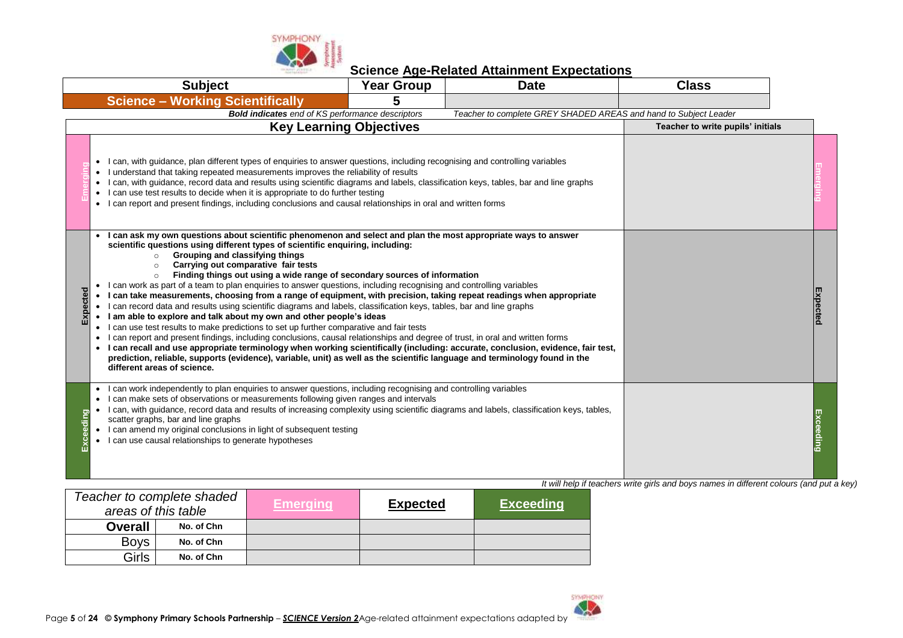## Science Age-Related Attainment Expectations

| Subject | Year Group | Date | Class |
|---|---|---|---|
| **Science – Working Scientifically** | **5** | | |

***Bold indicates** end of KS performance descriptors* &nbsp;&nbsp;&nbsp; *Teacher to complete GREY SHADED AREAS and hand to Subject Leader*

| | Key Learning Objectives | Teacher to write pupils' initials | |
|---|---|---|---|
| Emerging | • I can, with guidance, plan different types of enquiries to answer questions, including recognising and controlling variables<br>• I understand that taking repeated measurements improves the reliability of results<br>• I can, with guidance, record data and results using scientific diagrams and labels, classification keys, tables, bar and line graphs<br>• I can use test results to decide when it is appropriate to do further testing<br>• I can report and present findings, including conclusions and causal relationships in oral and written forms | | Emerging |
| Expected | • **I can ask my own questions about scientific phenomenon and select and plan the most appropriate ways to answer scientific questions using different types of scientific enquiring, including:**<br>&nbsp;&nbsp;○ **Grouping and classifying things**<br>&nbsp;&nbsp;○ **Carrying out comparative fair tests**<br>&nbsp;&nbsp;○ **Finding things out using a wide range of secondary sources of information**<br>• I can work as part of a team to plan enquiries to answer questions, including recognising and controlling variables<br>• **I can take measurements, choosing from a range of equipment, with precision, taking repeat readings when appropriate**<br>• I can record data and results using scientific diagrams and labels, classification keys, tables, bar and line graphs<br>• **I am able to explore and talk about my own and other people's ideas**<br>• I can use test results to make predictions to set up further comparative and fair tests<br>• I can report and present findings, including conclusions, causal relationships and degree of trust, in oral and written forms<br>• **I can recall and use appropriate terminology when working scientifically (including: accurate, conclusion, evidence, fair test, prediction, reliable, supports (evidence), variable, unit) as well as the scientific language and terminology found in the different areas of science.** | | Expected |
| Exceeding | • I can work independently to plan enquiries to answer questions, including recognising and controlling variables<br>• I can make sets of observations or measurements following given ranges and intervals<br>• I can, with guidance, record data and results of increasing complexity using scientific diagrams and labels, classification keys, tables, scatter graphs, bar and line graphs<br>• I can amend my original conclusions in light of subsequent testing<br>• I can use causal relationships to generate hypotheses | | Exceeding |

*It will help if teachers write girls and boys names in different colours (and put a key)*

| *Teacher to complete shaded areas of this table* | | **Emerging** | **Expected** | **Exceeding** |
|---|---|---|---|---|
| **Overall** | **No. of Chn** | | | |
| Boys | **No. of Chn** | | | |
| Girls | **No. of Chn** | | | |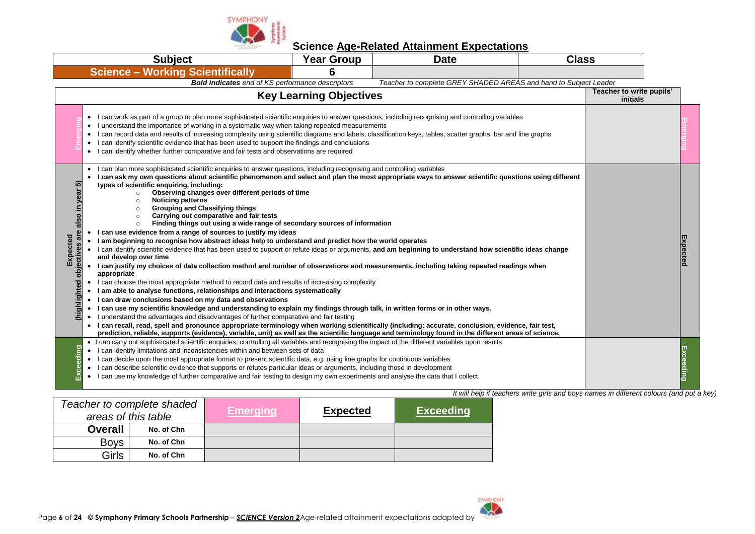# Science Age-Related Attainment Expectations

| Subject | Year Group | Date | Class |
|---|---|---|---|
| **Science – Working Scientifically** | **6** | | |

***Bold indicates** end of KS performance descriptors* *Teacher to complete GREY SHADED AREAS and hand to Subject Leader*

| | Key Learning Objectives | Teacher to write pupils' initials | |
|---|---|---|---|
| **Emerging** | • I can work as part of a group to plan more sophisticated scientific enquiries to answer questions, including recognising and controlling variables<br>• I understand the importance of working in a systematic way when taking repeated measurements<br>• I can record data and results of increasing complexity using scientific diagrams and labels, classification keys, tables, scatter graphs, bar and line graphs<br>• I can identify scientific evidence that has been used to support the findings and conclusions<br>• I can identify whether further comparative and fair tests and observations are required | | **Emerging** |
| **Expected (highlighted objectives are also in year 5)** | • I can plan more sophisticated scientific enquiries to answer questions, including recognising and controlling variables<br>• **I can ask my own questions about scientific phenomenon and select and plan the most appropriate ways to answer scientific questions using different types of scientific enquiring, including:**<br>  ○ **Observing changes over different periods of time**<br>  ○ **Noticing patterns**<br>  ○ **Grouping and Classifying things**<br>  ○ **Carrying out comparative and fair tests**<br>  ○ **Finding things out using a wide range of secondary sources of information**<br>• **I can use evidence from a range of sources to justify my ideas**<br>• **I am beginning to recognise how abstract ideas help to understand and predict how the world operates**<br>• I can identify scientific evidence that has been used to support or refute ideas or arguments, **and am beginning to understand how scientific ideas change and develop over time**<br>• **I can justify my choices of data collection method and number of observations and measurements, including taking repeated readings when appropriate**<br>• I can choose the most appropriate method to record data and results of increasing complexity<br>• **I am able to analyse functions, relationships and interactions systematically**<br>• **I can draw conclusions based on my data and observations**<br>• **I can use my scientific knowledge and understanding to explain my findings through talk, in written forms or in other ways.**<br>• I understand the advantages and disadvantages of further comparative and fair testing<br>• **I can recall, read, spell and pronounce appropriate terminology when working scientifically (including: accurate, conclusion, evidence, fair test, prediction, reliable, supports (evidence), variable, unit) as well as the scientific language and terminology found in the different areas of science.** | | **Expected** |
| **Exceeding** | • I can carry out sophisticated scientific enquiries, controlling all variables and recognising the impact of the different variables upon results<br>• I can identify limitations and inconsistencies within and between sets of data<br>• I can decide upon the most appropriate format to present scientific data, e.g. using line graphs for continuous variables<br>• I can describe scientific evidence that supports or refutes particular ideas or arguments, including those in development<br>• I can use my knowledge of further comparative and fair testing to design my own experiments and analyse the data that I collect. | | **Exceeding** |

*It will help if teachers write girls and boys names in different colours (and put a key)*

| *Teacher to complete shaded areas of this table* | | **Emerging** | **Expected** | **Exceeding** |
|---|---|---|---|---|
| **Overall** | **No. of Chn** | | | |
| Boys | **No. of Chn** | | | |
| Girls | **No. of Chn** | | | |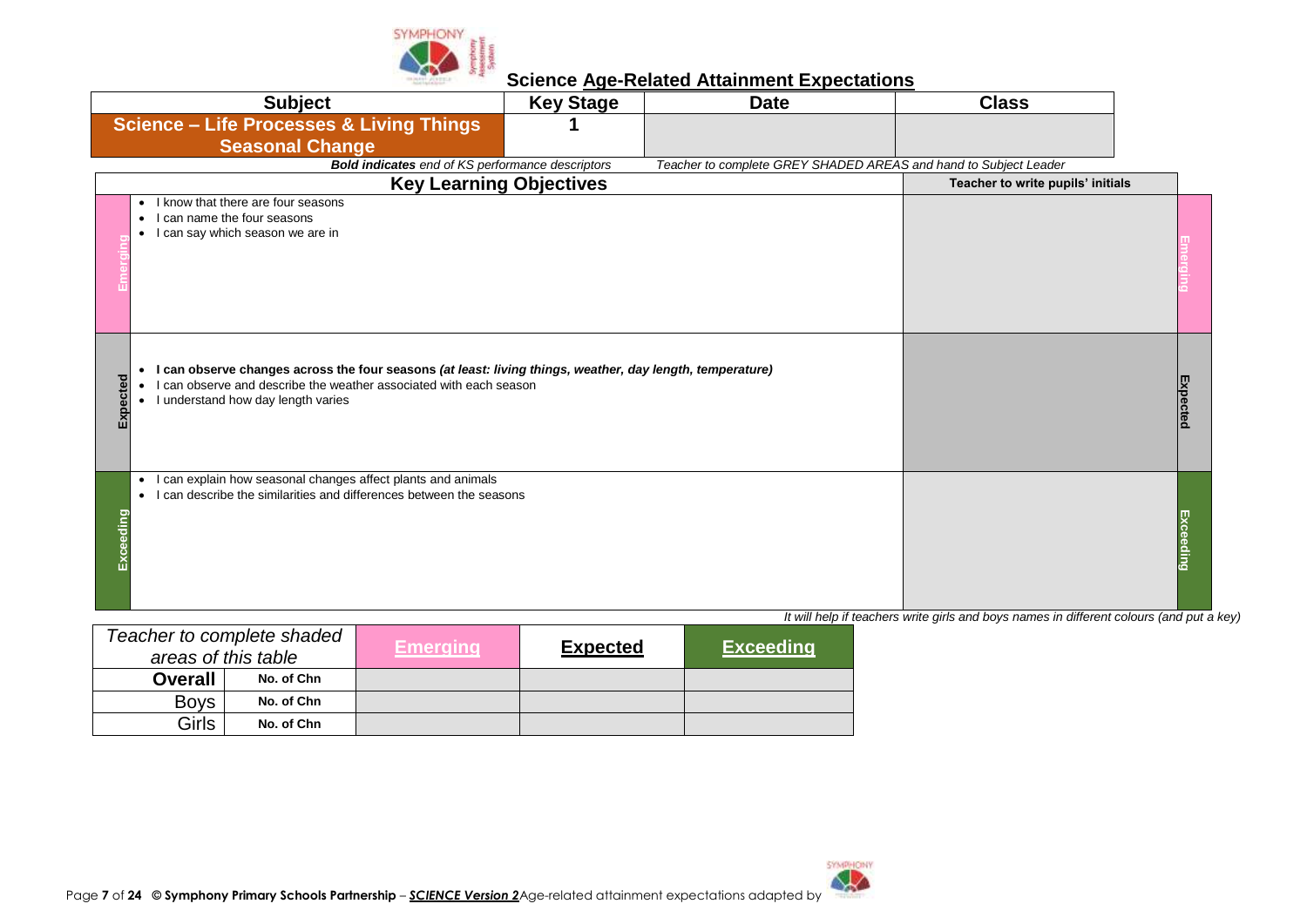## Science Age-Related Attainment Expectations

| Subject | Key Stage | Date | Class |
|---|---|---|---|
| **Science – Life Processes & Living Things Seasonal Change** | **1** | | |

***Bold indicates** end of KS performance descriptors* *Teacher to complete GREY SHADED AREAS and hand to Subject Leader*

| | Key Learning Objectives | Teacher to write pupils' initials | |
|---|---|---|---|
| Emerging | • I know that there are four seasons<br>• I can name the four seasons<br>• I can say which season we are in | | Emerging |
| Expected | • **I can observe changes across the four seasons *(at least: living things, weather, day length, temperature)***<br>• I can observe and describe the weather associated with each season<br>• I understand how day length varies | | Expected |
| Exceeding | • I can explain how seasonal changes affect plants and animals<br>• I can describe the similarities and differences between the seasons | | Exceeding |

*It will help if teachers write girls and boys names in different colours (and put a key)*

| *Teacher to complete shaded areas of this table* | | Emerging | Expected | Exceeding |
|---|---|---|---|---|
| **Overall** | No. of Chn | | | |
| Boys | No. of Chn | | | |
| Girls | No. of Chn | | | |

© Symphony Primary Schools Partnership – ***SCIENCE Version 2*** Age-related attainment expectations adapted by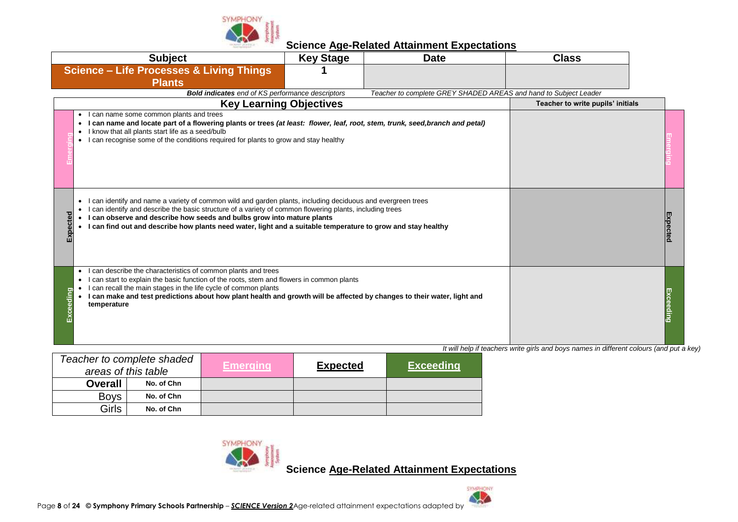## Science Age-Related Attainment Expectations

| Subject | Key Stage | Date | Class |
|---|---|---|---|
| **Science – Life Processes & Living Things Plants** | **1** | | |

***Bold indicates** end of KS performance descriptors* &nbsp;&nbsp;&nbsp; *Teacher to complete GREY SHADED AREAS and hand to Subject Leader*

| | Key Learning Objectives | Teacher to write pupils' initials | |
|---|---|---|---|
| **Emerging** | • I can name some common plants and trees<br>• **I can name and locate part of a flowering plants or trees *(at least: flower, leaf, root, stem, trunk, seed,branch and petal)***<br>• I know that all plants start life as a seed/bulb<br>• I can recognise some of the conditions required for plants to grow and stay healthy | | **Emerging** |
| **Expected** | • I can identify and name a variety of common wild and garden plants, including deciduous and evergreen trees<br>• I can identify and describe the basic structure of a variety of common flowering plants, including trees<br>• **I can observe and describe how seeds and bulbs grow into mature plants**<br>• **I can find out and describe how plants need water, light and a suitable temperature to grow and stay healthy** | | **Expected** |
| **Exceeding** | • I can describe the characteristics of common plants and trees<br>• I can start to explain the basic function of the roots, stem and flowers in common plants<br>• I can recall the main stages in the life cycle of common plants<br>• **I can make and test predictions about how plant health and growth will be affected by changes to their water, light and temperature** | | **Exceeding** |

*It will help if teachers write girls and boys names in different colours (and put a key)*

| *Teacher to complete shaded areas of this table* | | **Emerging** | **Expected** | **Exceeding** |
|---|---|---|---|---|
| **Overall** | No. of Chn | | | |
| Boys | No. of Chn | | | |
| Girls | No. of Chn | | | |

## Science Age-Related Attainment Expectations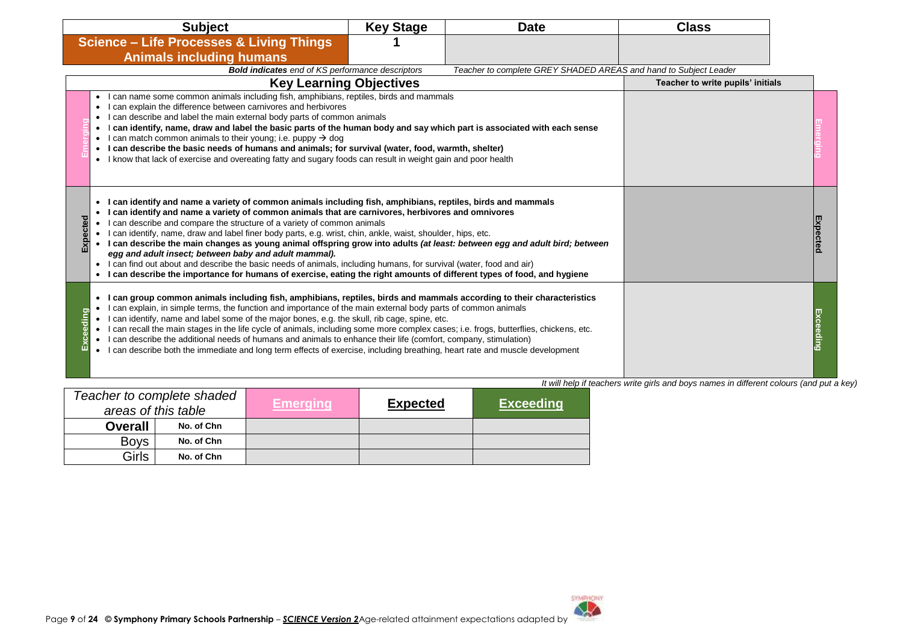| Subject | Key Stage | Date | Class |
| --- | --- | --- | --- |
| Science – Life Processes & Living Things<br>Animals including humans | 1 | | |

***Bold indicates** end of KS performance descriptors* *Teacher to complete GREY SHADED AREAS and hand to Subject Leader*

| | Key Learning Objectives | Teacher to write pupils' initials | |
| --- | --- | --- | --- |
| Emerging | • I can name some common animals including fish, amphibians, reptiles, birds and mammals<br>• I can explain the difference between carnivores and herbivores<br>• I can describe and label the main external body parts of common animals<br>• **I can identify, name, draw and label the basic parts of the human body and say which part is associated with each sense**<br>• I can match common animals to their young; i.e. puppy → dog<br>• **I can describe the basic needs of humans and animals; for survival (water, food, warmth, shelter)**<br>• I know that lack of exercise and overeating fatty and sugary foods can result in weight gain and poor health | | Emerging |
| Expected | • **I can identify and name a variety of common animals including fish, amphibians, reptiles, birds and mammals**<br>• **I can identify and name a variety of common animals that are carnivores, herbivores and omnivores**<br>• I can describe and compare the structure of a variety of common animals<br>• I can identify, name, draw and label finer body parts, e.g. wrist, chin, ankle, waist, shoulder, hips, etc.<br>• **I can describe the main changes as young animal offspring grow into adults *(at least: between egg and adult bird; between egg and adult insect; between baby and adult mammal).***<br>• I can find out about and describe the basic needs of animals, including humans, for survival (water, food and air)<br>• **I can describe the importance for humans of exercise, eating the right amounts of different types of food, and hygiene** | | Expected |
| Exceeding | • **I can group common animals including fish, amphibians, reptiles, birds and mammals according to their characteristics**<br>• I can explain, in simple terms, the function and importance of the main external body parts of common animals<br>• I can identify, name and label some of the major bones, e.g. the skull, rib cage, spine, etc.<br>• I can recall the main stages in the life cycle of animals, including some more complex cases; i.e. frogs, butterflies, chickens, etc.<br>• I can describe the additional needs of humans and animals to enhance their life (comfort, company, stimulation)<br>• I can describe both the immediate and long term effects of exercise, including breathing, heart rate and muscle development | | Exceeding |

*It will help if teachers write girls and boys names in different colours (and put a key)*

| *Teacher to complete shaded areas of this table* | | **Emerging** | **Expected** | **Exceeding** |
| --- | --- | --- | --- | --- |
| **Overall** | **No. of Chn** | | | |
| Boys | **No. of Chn** | | | |
| Girls | **No. of Chn** | | | |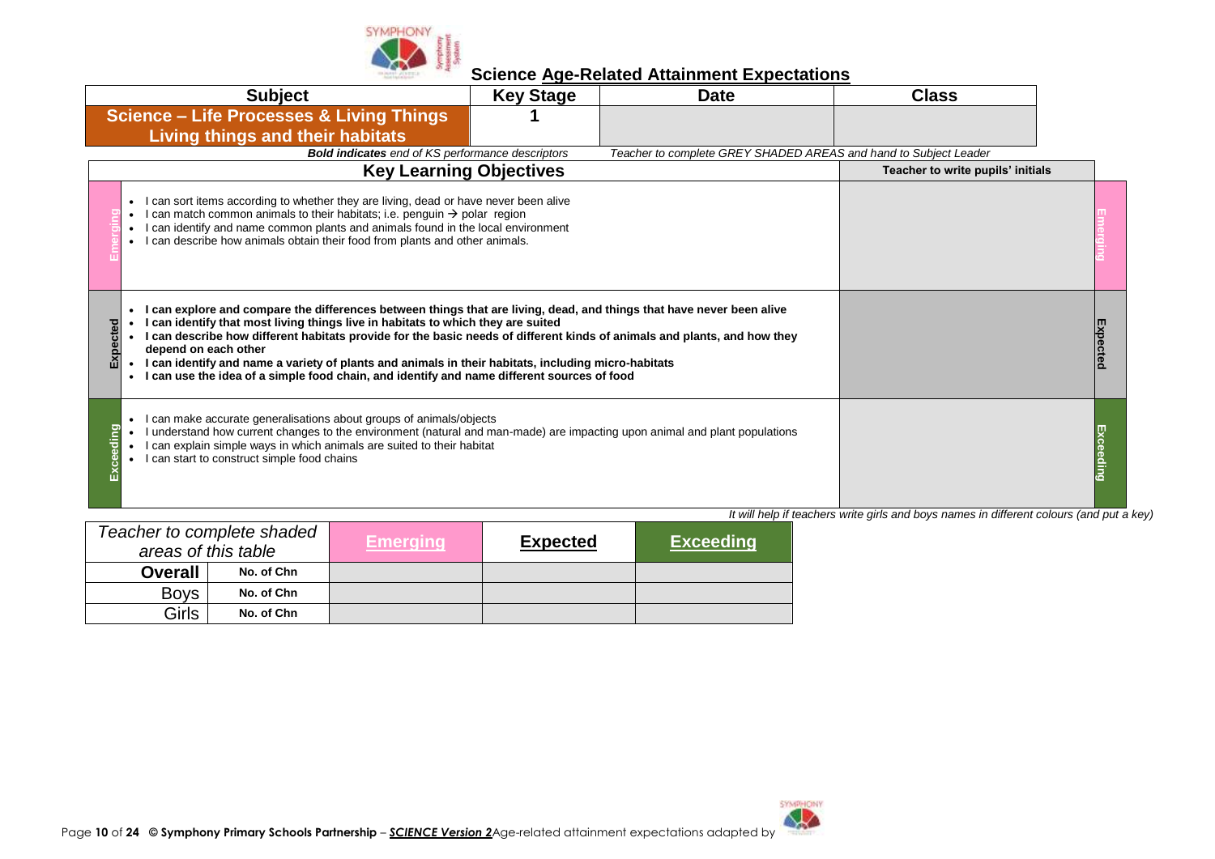# Science Age-Related Attainment Expectations

| Subject | Key Stage | Date | Class |
|---|---|---|---|
| **Science – Life Processes & Living Things Living things and their habitats** | **1** | | |

***Bold indicates** end of KS performance descriptors*    *Teacher to complete GREY SHADED AREAS and hand to Subject Leader*

| | Key Learning Objectives | Teacher to write pupils' initials | |
|---|---|---|---|
| Emerging | • I can sort items according to whether they are living, dead or have never been alive<br>• I can match common animals to their habitats; i.e. penguin → polar region<br>• I can identify and name common plants and animals found in the local environment<br>• I can describe how animals obtain their food from plants and other animals. | | Emerging |
| Expected | • **I can explore and compare the differences between things that are living, dead, and things that have never been alive**<br>• **I can identify that most living things live in habitats to which they are suited**<br>• **I can describe how different habitats provide for the basic needs of different kinds of animals and plants, and how they depend on each other**<br>• **I can identify and name a variety of plants and animals in their habitats, including micro-habitats**<br>• **I can use the idea of a simple food chain, and identify and name different sources of food** | | Expected |
| Exceeding | • I can make accurate generalisations about groups of animals/objects<br>• I understand how current changes to the environment (natural and man-made) are impacting upon animal and plant populations<br>• I can explain simple ways in which animals are suited to their habitat<br>• I can start to construct simple food chains | | Exceeding |

*It will help if teachers write girls and boys names in different colours (and put a key)*

| *Teacher to complete shaded areas of this table* | | Emerging | Expected | Exceeding |
|---|---|---|---|---|
| **Overall** | **No. of Chn** | | | |
| Boys | **No. of Chn** | | | |
| Girls | **No. of Chn** | | | |

© Symphony Primary Schools Partnership – *SCIENCE Version 2* Age-related attainment expectations adapted by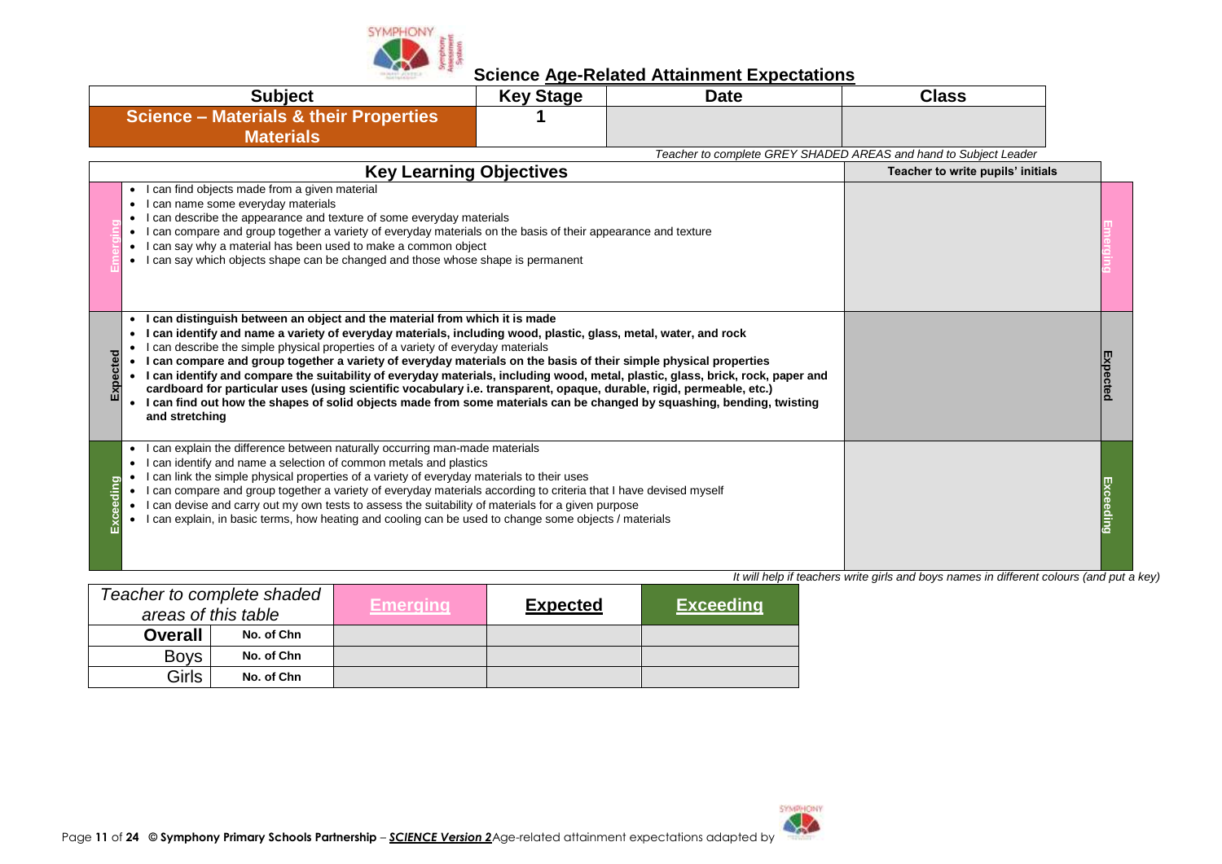# Science Age-Related Attainment Expectations

| Subject | Key Stage | Date | Class |
|---|---|---|---|
| **Science – Materials & their Properties Materials** | **1** | | |

*Teacher to complete GREY SHADED AREAS and hand to Subject Leader*

| | Key Learning Objectives | Teacher to write pupils' initials | |
|---|---|---|---|
| Emerging | • I can find objects made from a given material<br>• I can name some everyday materials<br>• I can describe the appearance and texture of some everyday materials<br>• I can compare and group together a variety of everyday materials on the basis of their appearance and texture<br>• I can say why a material has been used to make a common object<br>• I can say which objects shape can be changed and those whose shape is permanent | | Emerging |
| Expected | • **I can distinguish between an object and the material from which it is made**<br>• **I can identify and name a variety of everyday materials, including wood, plastic, glass, metal, water, and rock**<br>• I can describe the simple physical properties of a variety of everyday materials<br>• **I can compare and group together a variety of everyday materials on the basis of their simple physical properties**<br>• **I can identify and compare the suitability of everyday materials, including wood, metal, plastic, glass, brick, rock, paper and cardboard for particular uses (using scientific vocabulary i.e. transparent, opaque, durable, rigid, permeable, etc.)**<br>• **I can find out how the shapes of solid objects made from some materials can be changed by squashing, bending, twisting and stretching** | | Expected |
| Exceeding | • I can explain the difference between naturally occurring man-made materials<br>• I can identify and name a selection of common metals and plastics<br>• I can link the simple physical properties of a variety of everyday materials to their uses<br>• I can compare and group together a variety of everyday materials according to criteria that I have devised myself<br>• I can devise and carry out my own tests to assess the suitability of materials for a given purpose<br>• I can explain, in basic terms, how heating and cooling can be used to change some objects / materials | | Exceeding |

*It will help if teachers write girls and boys names in different colours (and put a key)*

| *Teacher to complete shaded areas of this table* | | **Emerging** | **Expected** | **Exceeding** |
|---|---|---|---|---|
| **Overall** | **No. of Chn** | | | |
| Boys | **No. of Chn** | | | |
| Girls | **No. of Chn** | | | |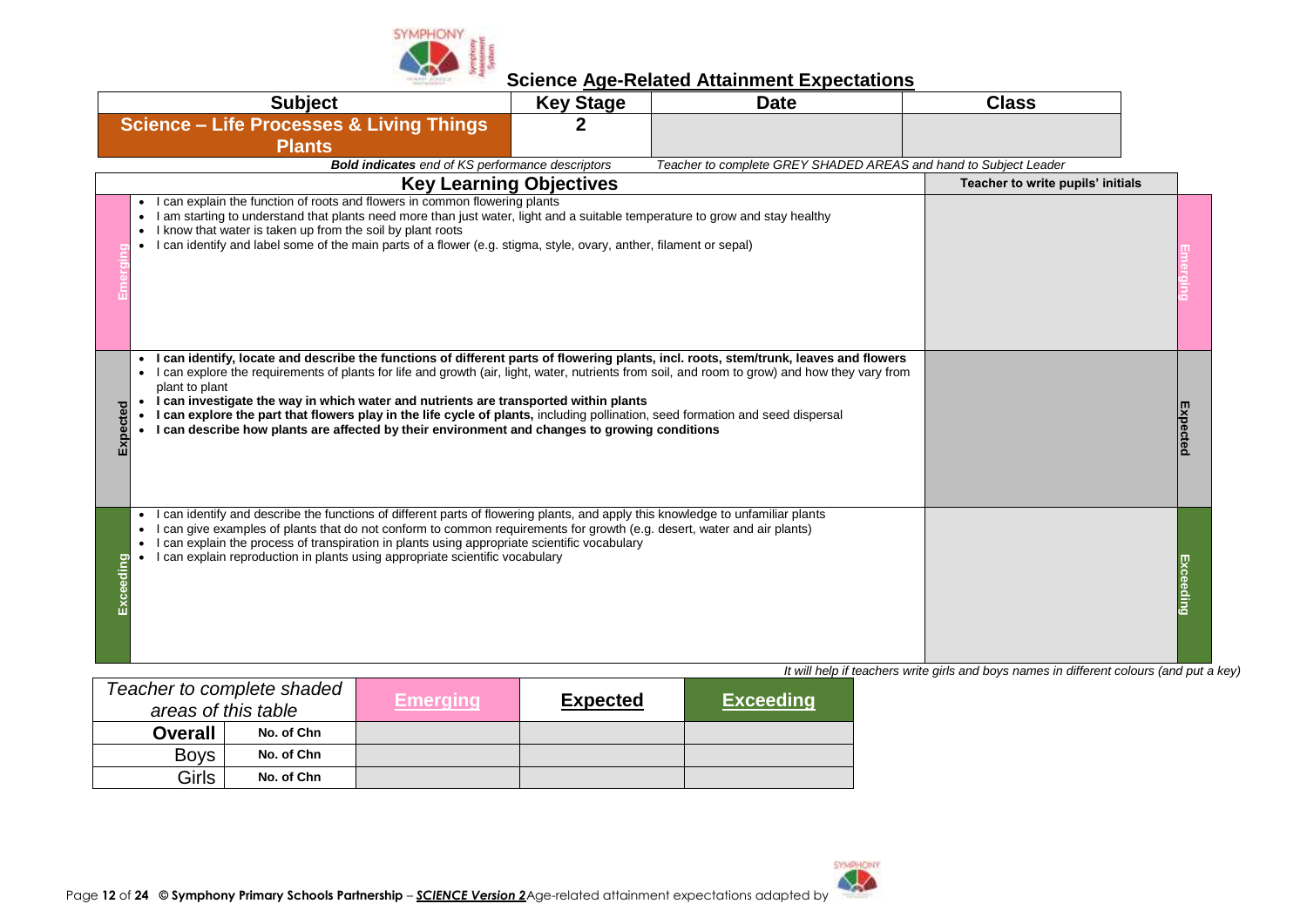# Science Age-Related Attainment Expectations

| Subject | Key Stage | Date | Class |
|---|---|---|---|
| **Science – Life Processes & Living Things Plants** | **2** | | |

***Bold indicates** end of KS performance descriptors* *Teacher to complete GREY SHADED AREAS and hand to Subject Leader*

| | Key Learning Objectives | Teacher to write pupils' initials | |
|---|---|---|---|
| Emerging | • I can explain the function of roots and flowers in common flowering plants<br>• I am starting to understand that plants need more than just water, light and a suitable temperature to grow and stay healthy<br>• I know that water is taken up from the soil by plant roots<br>• I can identify and label some of the main parts of a flower (e.g. stigma, style, ovary, anther, filament or sepal) | | Emerging |
| Expected | • **I can identify, locate and describe the functions of different parts of flowering plants, incl. roots, stem/trunk, leaves and flowers**<br>• I can explore the requirements of plants for life and growth (air, light, water, nutrients from soil, and room to grow) and how they vary from plant to plant<br>• **I can investigate the way in which water and nutrients are transported within plants**<br>• **I can explore the part that flowers play in the life cycle of plants,** including pollination, seed formation and seed dispersal<br>• **I can describe how plants are affected by their environment and changes to growing conditions** | | Expected |
| Exceeding | • I can identify and describe the functions of different parts of flowering plants, and apply this knowledge to unfamiliar plants<br>• I can give examples of plants that do not conform to common requirements for growth (e.g. desert, water and air plants)<br>• I can explain the process of transpiration in plants using appropriate scientific vocabulary<br>• I can explain reproduction in plants using appropriate scientific vocabulary | | Exceeding |

*It will help if teachers write girls and boys names in different colours (and put a key)*

| *Teacher to complete shaded areas of this table* | | Emerging | Expected | Exceeding |
|---|---|---|---|---|
| **Overall** | **No. of Chn** | | | |
| Boys | **No. of Chn** | | | |
| Girls | **No. of Chn** | | | |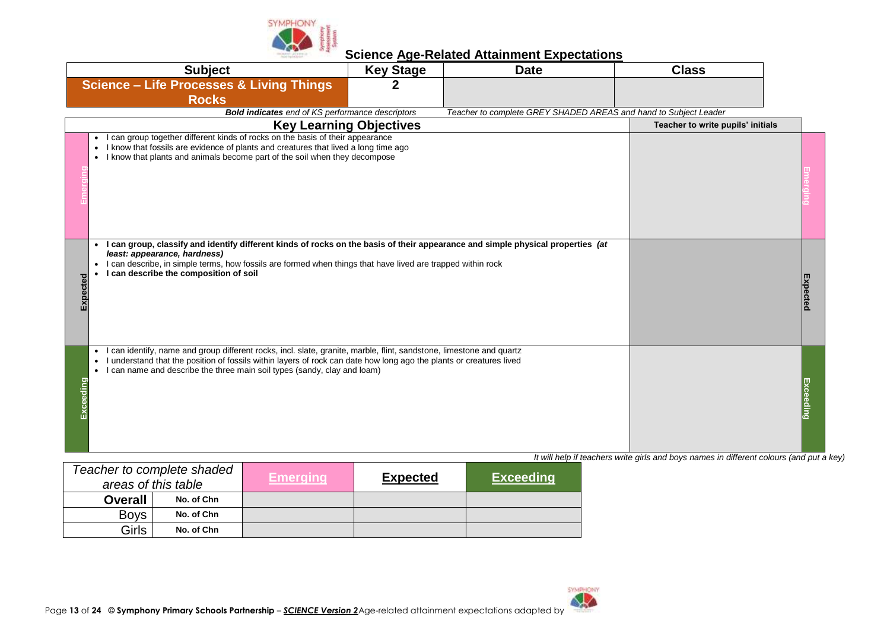# Science Age-Related Attainment Expectations

| Subject | Key Stage | Date | Class |
|---|---|---|---|
| **Science – Life Processes & Living Things Rocks** | **2** | | |

***Bold indicates** end of KS performance descriptors* *Teacher to complete GREY SHADED AREAS and hand to Subject Leader*

| | Key Learning Objectives | Teacher to write pupils' initials | |
|---|---|---|---|
| **Emerging** | • I can group together different kinds of rocks on the basis of their appearance<br>• I know that fossils are evidence of plants and creatures that lived a long time ago<br>• I know that plants and animals become part of the soil when they decompose | | **Emerging** |
| **Expected** | • **I can group, classify and identify different kinds of rocks on the basis of their appearance and simple physical properties *(at least: appearance, hardness)***<br>• I can describe, in simple terms, how fossils are formed when things that have lived are trapped within rock<br>• **I can describe the composition of soil** | | **Expected** |
| **Exceeding** | • I can identify, name and group different rocks, incl. slate, granite, marble, flint, sandstone, limestone and quartz<br>• I understand that the position of fossils within layers of rock can date how long ago the plants or creatures lived<br>• I can name and describe the three main soil types (sandy, clay and loam) | | **Exceeding** |

*It will help if teachers write girls and boys names in different colours (and put a key)*

| *Teacher to complete shaded areas of this table* | | **Emerging** | **Expected** | **Exceeding** |
|---|---|---|---|---|
| **Overall** | **No. of Chn** | | | |
| Boys | **No. of Chn** | | | |
| Girls | **No. of Chn** | | | |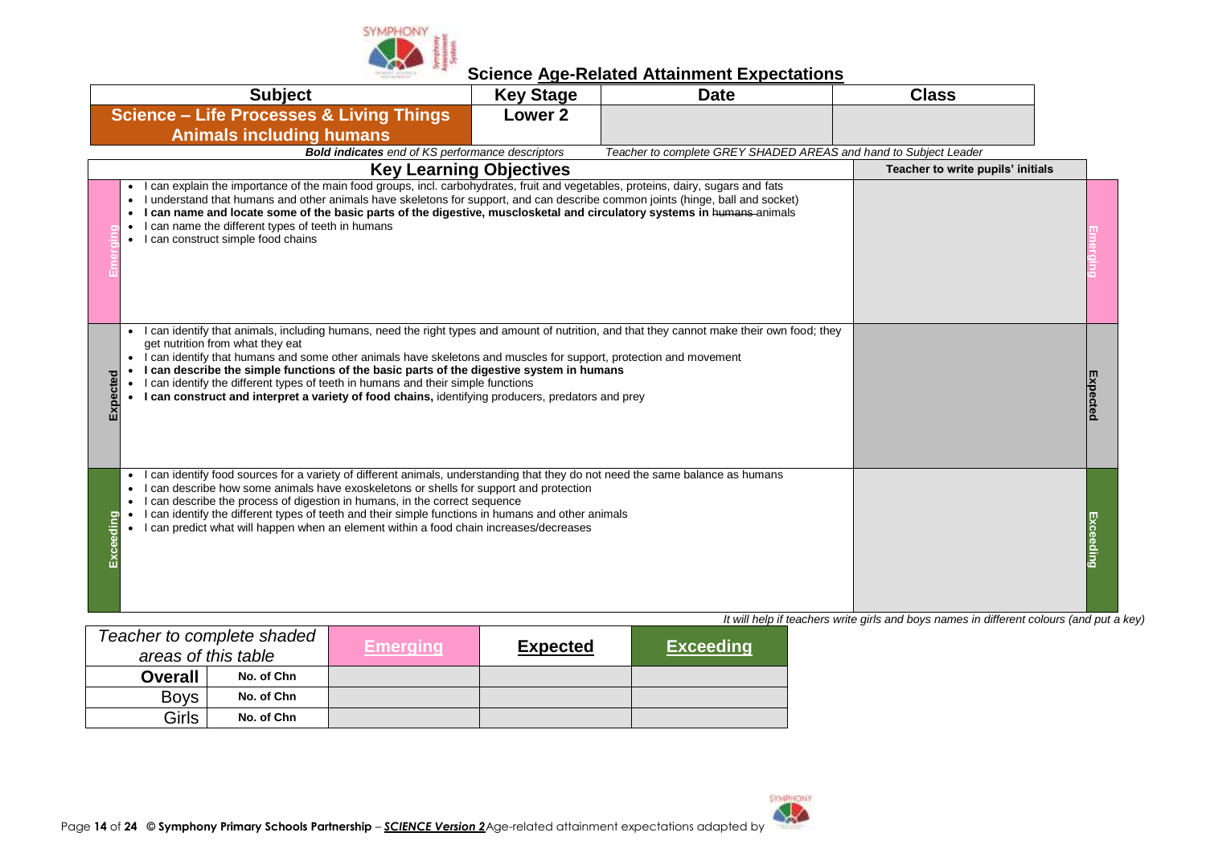# Science Age-Related Attainment Expectations

| Subject | Key Stage | Date | Class |
|---|---|---|---|
| **Science – Life Processes & Living Things Animals including humans** | **Lower 2** | | |

***Bold indicates** end of KS performance descriptors* &nbsp;&nbsp;&nbsp; *Teacher to complete GREY SHADED AREAS and hand to Subject Leader*

| | Key Learning Objectives | Teacher to write pupils' initials | |
|---|---|---|---|
| Emerging | • I can explain the importance of the main food groups, incl. carbohydrates, fruit and vegetables, proteins, dairy, sugars and fats<br>• I understand that humans and other animals have skeletons for support, and can describe common joints (hinge, ball and socket)<br>• **I can name and locate some of the basic parts of the digestive, musclosketal and circulatory systems in** ~~humans~~ animals<br>• I can name the different types of teeth in humans<br>• I can construct simple food chains | | Emerging |
| Expected | • I can identify that animals, including humans, need the right types and amount of nutrition, and that they cannot make their own food; they get nutrition from what they eat<br>• I can identify that humans and some other animals have skeletons and muscles for support, protection and movement<br>• **I can describe the simple functions of the basic parts of the digestive system in humans**<br>• I can identify the different types of teeth in humans and their simple functions<br>• **I can construct and interpret a variety of food chains,** identifying producers, predators and prey | | Expected |
| Exceeding | • I can identify food sources for a variety of different animals, understanding that they do not need the same balance as humans<br>• I can describe how some animals have exoskeletons or shells for support and protection<br>• I can describe the process of digestion in humans, in the correct sequence<br>• I can identify the different types of teeth and their simple functions in humans and other animals<br>• I can predict what will happen when an element within a food chain increases/decreases | | Exceeding |

*It will help if teachers write girls and boys names in different colours (and put a key)*

| *Teacher to complete shaded areas of this table* | | Emerging | Expected | Exceeding |
|---|---|---|---|---|
| **Overall** | **No. of Chn** | | | |
| Boys | **No. of Chn** | | | |
| Girls | **No. of Chn** | | | |

**© Symphony Primary Schools Partnership** – ***SCIENCE Version 2*** Age-related attainment expectations adapted by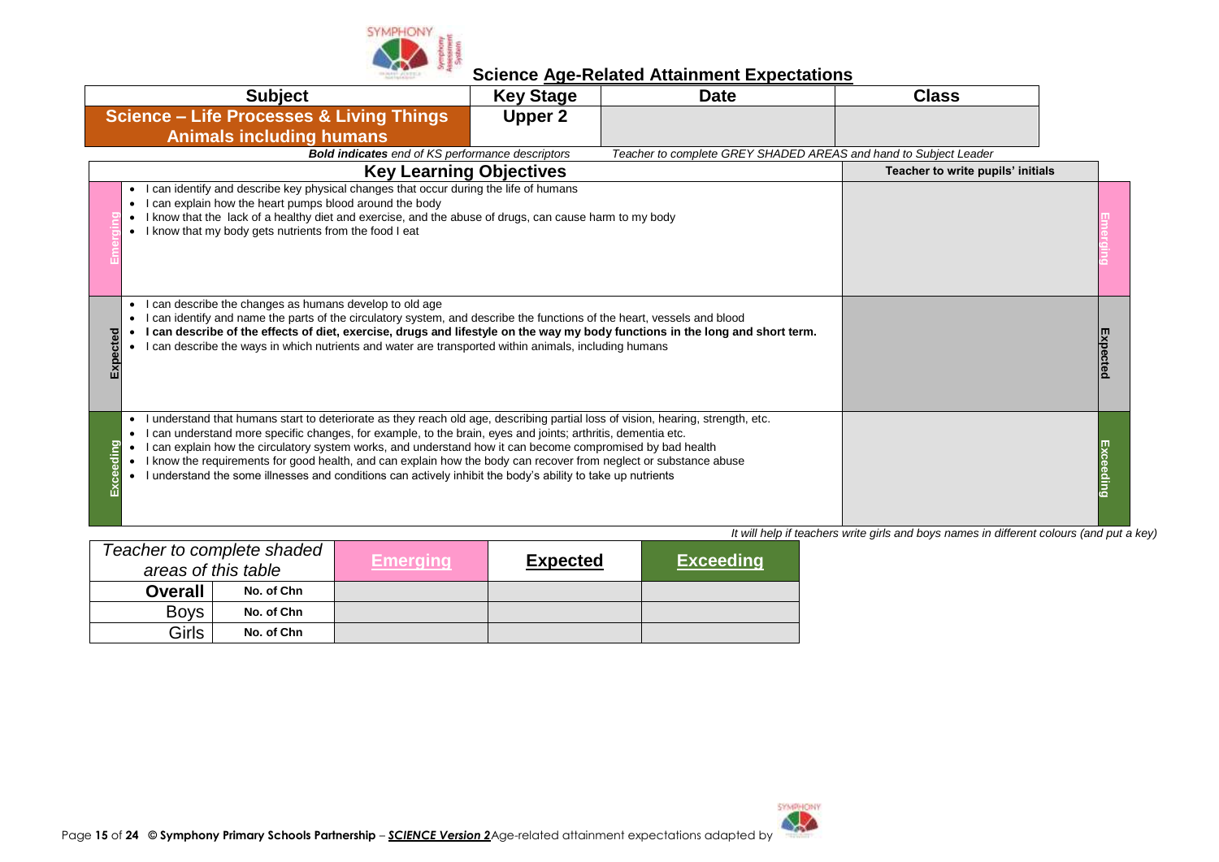## Science Age-Related Attainment Expectations

| Subject | Key Stage | Date | Class |
|---|---|---|---|
| **Science – Life Processes & Living Things Animals including humans** | **Upper 2** | | |

***Bold indicates** end of KS performance descriptors* *Teacher to complete GREY SHADED AREAS and hand to Subject Leader*

| | Key Learning Objectives | Teacher to write pupils' initials | |
|---|---|---|---|
| Emerging | • I can identify and describe key physical changes that occur during the life of humans<br>• I can explain how the heart pumps blood around the body<br>• I know that the lack of a healthy diet and exercise, and the abuse of drugs, can cause harm to my body<br>• I know that my body gets nutrients from the food I eat | | Emerging |
| Expected | • I can describe the changes as humans develop to old age<br>• I can identify and name the parts of the circulatory system, and describe the functions of the heart, vessels and blood<br>• **I can describe of the effects of diet, exercise, drugs and lifestyle on the way my body functions in the long and short term.**<br>• I can describe the ways in which nutrients and water are transported within animals, including humans | | Expected |
| Exceeding | • I understand that humans start to deteriorate as they reach old age, describing partial loss of vision, hearing, strength, etc.<br>• I can understand more specific changes, for example, to the brain, eyes and joints; arthritis, dementia etc.<br>• I can explain how the circulatory system works, and understand how it can become compromised by bad health<br>• I know the requirements for good health, and can explain how the body can recover from neglect or substance abuse<br>• I understand the some illnesses and conditions can actively inhibit the body's ability to take up nutrients | | Exceeding |

*It will help if teachers write girls and boys names in different colours (and put a key)*

| *Teacher to complete shaded areas of this table* | | Emerging | Expected | Exceeding |
|---|---|---|---|---|
| **Overall** | **No. of Chn** | | | |
| Boys | **No. of Chn** | | | |
| Girls | **No. of Chn** | | | |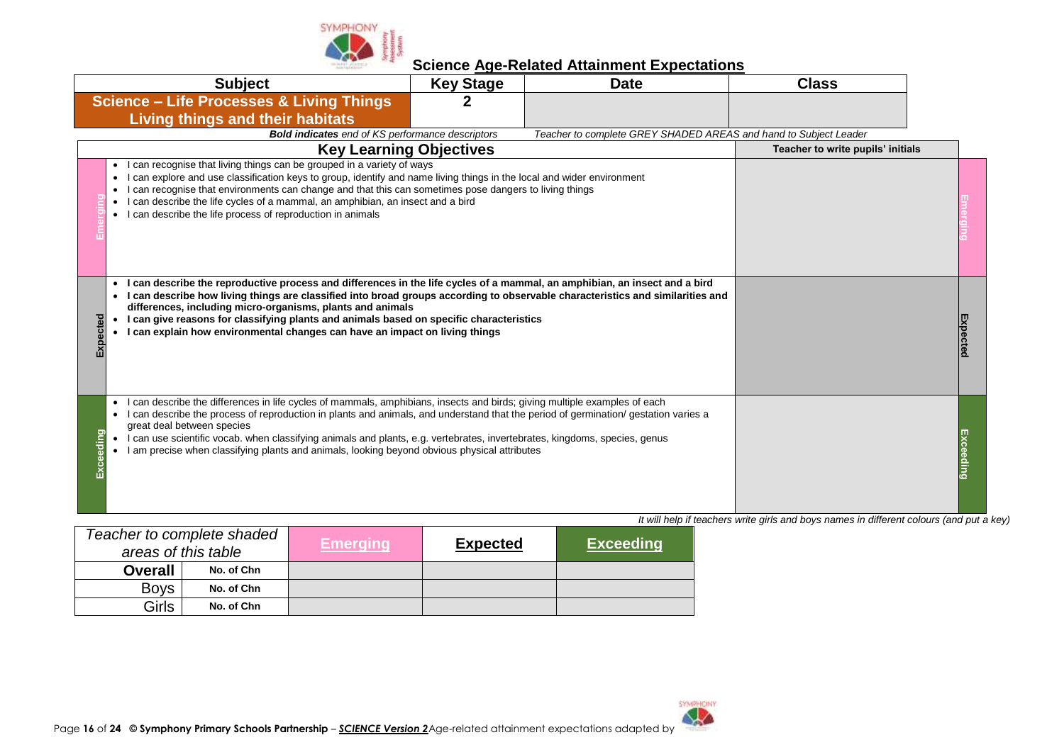# Science Age-Related Attainment Expectations

| Subject | Key Stage | Date | Class |
|---|---|---|---|
| **Science – Life Processes & Living Things** **Living things and their habitats** | **2** | | |

***Bold indicates** end of KS performance descriptors* *Teacher to complete GREY SHADED AREAS and hand to Subject Leader*

| | Key Learning Objectives | Teacher to write pupils' initials | |
|---|---|---|---|
| Emerging | • I can recognise that living things can be grouped in a variety of ways<br>• I can explore and use classification keys to group, identify and name living things in the local and wider environment<br>• I can recognise that environments can change and that this can sometimes pose dangers to living things<br>• I can describe the life cycles of a mammal, an amphibian, an insect and a bird<br>• I can describe the life process of reproduction in animals | | Emerging |
| Expected | • **I can describe the reproductive process and differences in the life cycles of a mammal, an amphibian, an insect and a bird**<br>• **I can describe how living things are classified into broad groups according to observable characteristics and similarities and differences, including micro-organisms, plants and animals**<br>• **I can give reasons for classifying plants and animals based on specific characteristics**<br>• **I can explain how environmental changes can have an impact on living things** | | Expected |
| Exceeding | • I can describe the differences in life cycles of mammals, amphibians, insects and birds; giving multiple examples of each<br>• I can describe the process of reproduction in plants and animals, and understand that the period of germination/ gestation varies a great deal between species<br>• I can use scientific vocab. when classifying animals and plants, e.g. vertebrates, invertebrates, kingdoms, species, genus<br>• I am precise when classifying plants and animals, looking beyond obvious physical attributes | | Exceeding |

*It will help if teachers write girls and boys names in different colours (and put a key)*

| *Teacher to complete shaded areas of this table* | | **Emerging** | **Expected** | **Exceeding** |
|---|---|---|---|---|
| **Overall** | **No. of Chn** | | | |
| Boys | **No. of Chn** | | | |
| Girls | **No. of Chn** | | | |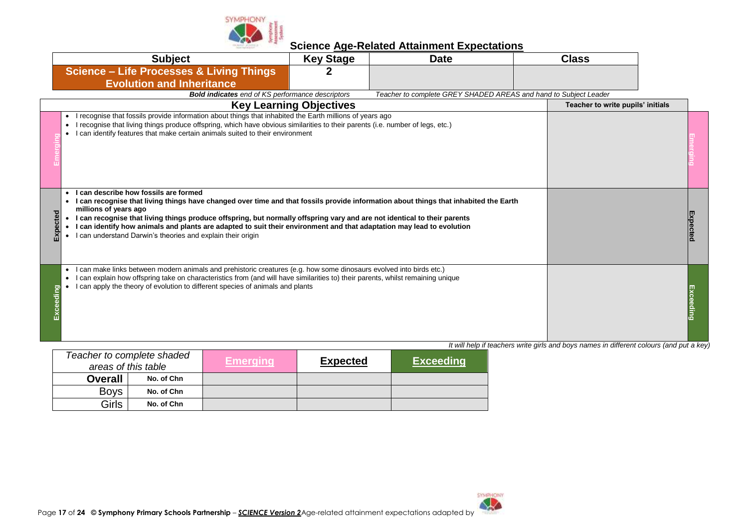# Science Age-Related Attainment Expectations

| Subject | Key Stage | Date | Class |
|---|---|---|---|
| **Science – Life Processes & Living Things Evolution and Inheritance** | **2** | | |

***Bold indicates** end of KS performance descriptors* *Teacher to complete GREY SHADED AREAS and hand to Subject Leader*

| | Key Learning Objectives | Teacher to write pupils' initials | |
|---|---|---|---|
| Emerging | • I recognise that fossils provide information about things that inhabited the Earth millions of years ago<br>• I recognise that living things produce offspring, which have obvious similarities to their parents (i.e. number of legs, etc.)<br>• I can identify features that make certain animals suited to their environment | | Emerging |
| Expected | • **I can describe how fossils are formed**<br>• **I can recognise that living things have changed over time and that fossils provide information about things that inhabited the Earth millions of years ago**<br>• **I can recognise that living things produce offspring, but normally offspring vary and are not identical to their parents**<br>• **I can identify how animals and plants are adapted to suit their environment and that adaptation may lead to evolution**<br>• I can understand Darwin's theories and explain their origin | | Expected |
| Exceeding | • I can make links between modern animals and prehistoric creatures (e.g. how some dinosaurs evolved into birds etc.)<br>• I can explain how offspring take on characteristics from (and will have similarities to) their parents, whilst remaining unique<br>• I can apply the theory of evolution to different species of animals and plants | | Exceeding |

*It will help if teachers write girls and boys names in different colours (and put a key)*

| *Teacher to complete shaded areas of this table* | | Emerging | Expected | Exceeding |
|---|---|---|---|---|
| **Overall** | **No. of Chn** | | | |
| Boys | **No. of Chn** | | | |
| Girls | **No. of Chn** | | | |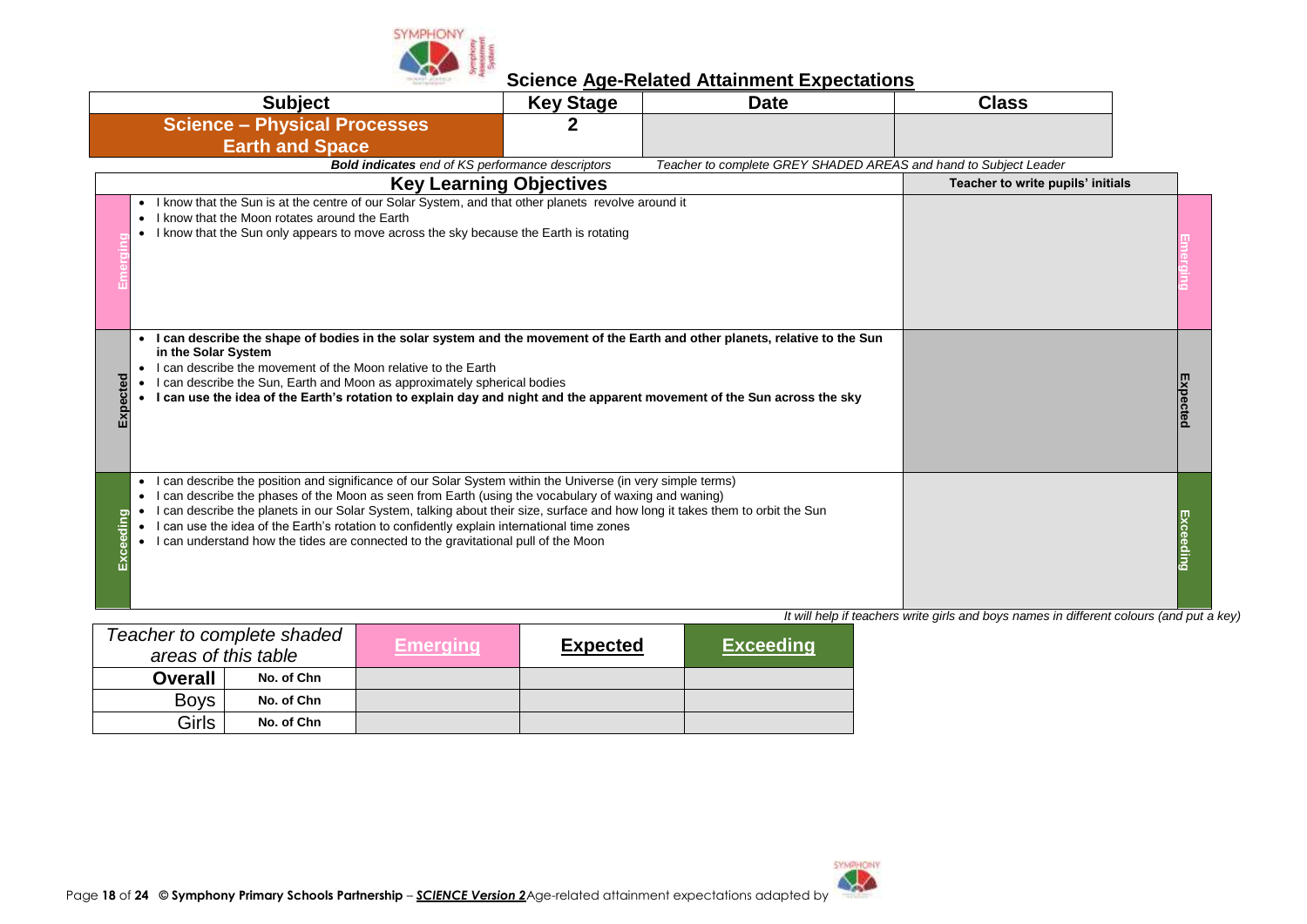# Science Age-Related Attainment Expectations

| Subject | Key Stage | Date | Class |
|---|---|---|---|
| **Science – Physical Processes Earth and Space** | **2** | | |

***Bold indicates** end of KS performance descriptors* *Teacher to complete GREY SHADED AREAS and hand to Subject Leader*

| | Key Learning Objectives | Teacher to write pupils' initials | |
|---|---|---|---|
| Emerging | • I know that the Sun is at the centre of our Solar System, and that other planets revolve around it<br>• I know that the Moon rotates around the Earth<br>• I know that the Sun only appears to move across the sky because the Earth is rotating | | Emerging |
| Expected | • **I can describe the shape of bodies in the solar system and the movement of the Earth and other planets, relative to the Sun in the Solar System**<br>• I can describe the movement of the Moon relative to the Earth<br>• I can describe the Sun, Earth and Moon as approximately spherical bodies<br>• **I can use the idea of the Earth's rotation to explain day and night and the apparent movement of the Sun across the sky** | | Expected |
| Exceeding | • I can describe the position and significance of our Solar System within the Universe (in very simple terms)<br>• I can describe the phases of the Moon as seen from Earth (using the vocabulary of waxing and waning)<br>• I can describe the planets in our Solar System, talking about their size, surface and how long it takes them to orbit the Sun<br>• I can use the idea of the Earth's rotation to confidently explain international time zones<br>• I can understand how the tides are connected to the gravitational pull of the Moon | | Exceeding |

*It will help if teachers write girls and boys names in different colours (and put a key)*

| *Teacher to complete shaded areas of this table* | | **Emerging** | **Expected** | **Exceeding** |
|---|---|---|---|---|
| **Overall** | **No. of Chn** | | | |
| Boys | **No. of Chn** | | | |
| Girls | **No. of Chn** | | | |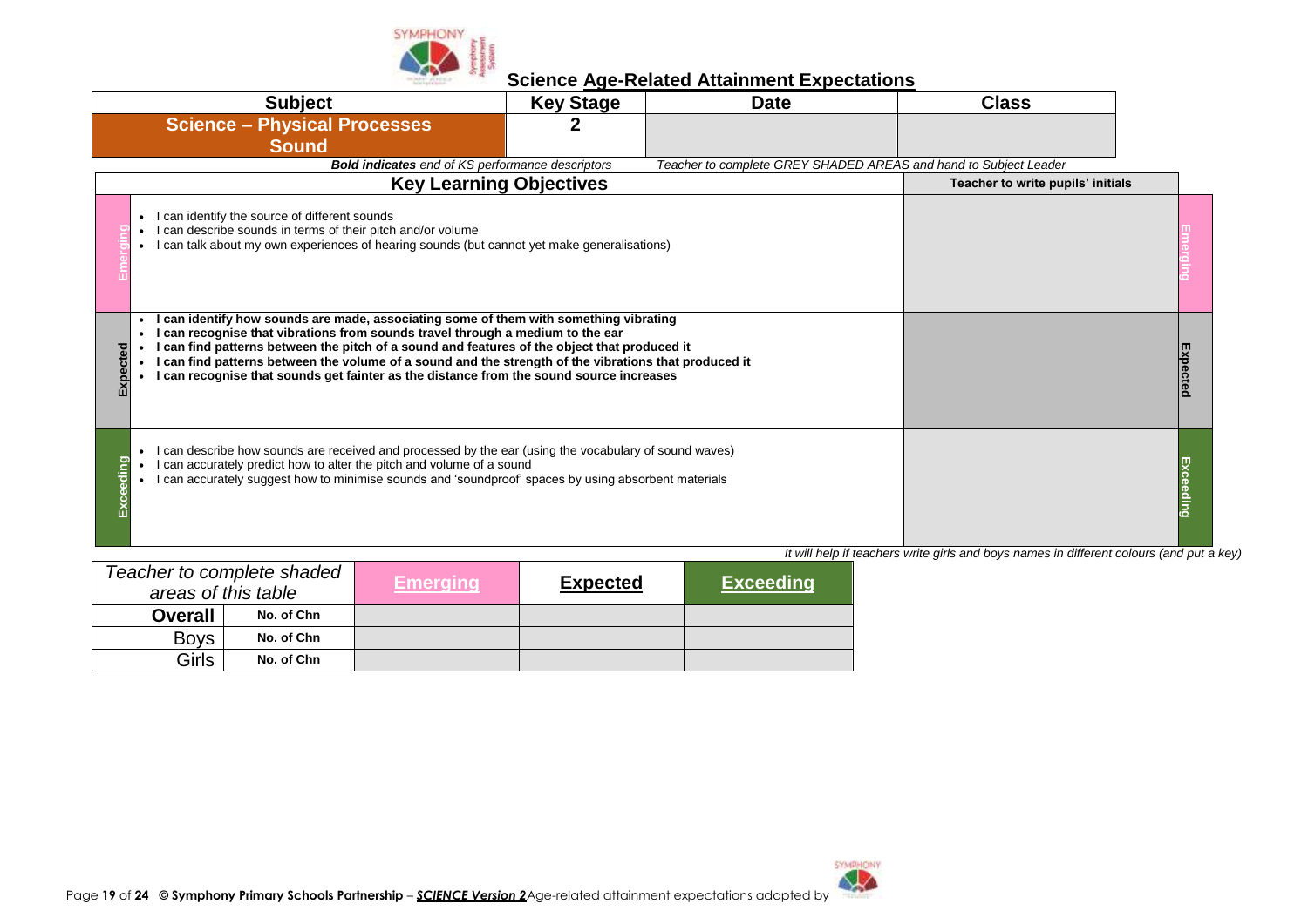## Science Age-Related Attainment Expectations

| Subject | Key Stage | Date | Class |
|---|---|---|---|
| **Science – Physical Processes Sound** | **2** | | |

***Bold indicates** end of KS performance descriptors* — *Teacher to complete GREY SHADED AREAS and hand to Subject Leader*

| | Key Learning Objectives | Teacher to write pupils' initials | |
|---|---|---|---|
| Emerging | • I can identify the source of different sounds<br>• I can describe sounds in terms of their pitch and/or volume<br>• I can talk about my own experiences of hearing sounds (but cannot yet make generalisations) | | Emerging |
| Expected | • **I can identify how sounds are made, associating some of them with something vibrating**<br>• **I can recognise that vibrations from sounds travel through a medium to the ear**<br>• **I can find patterns between the pitch of a sound and features of the object that produced it**<br>• **I can find patterns between the volume of a sound and the strength of the vibrations that produced it**<br>• **I can recognise that sounds get fainter as the distance from the sound source increases** | | Expected |
| Exceeding | • I can describe how sounds are received and processed by the ear (using the vocabulary of sound waves)<br>• I can accurately predict how to alter the pitch and volume of a sound<br>• I can accurately suggest how to minimise sounds and 'soundproof' spaces by using absorbent materials | | Exceeding |

*It will help if teachers write girls and boys names in different colours (and put a key)*

| *Teacher to complete shaded areas of this table* | | Emerging | Expected | Exceeding |
|---|---|---|---|---|
| **Overall** | **No. of Chn** | | | |
| Boys | **No. of Chn** | | | |
| Girls | **No. of Chn** | | | |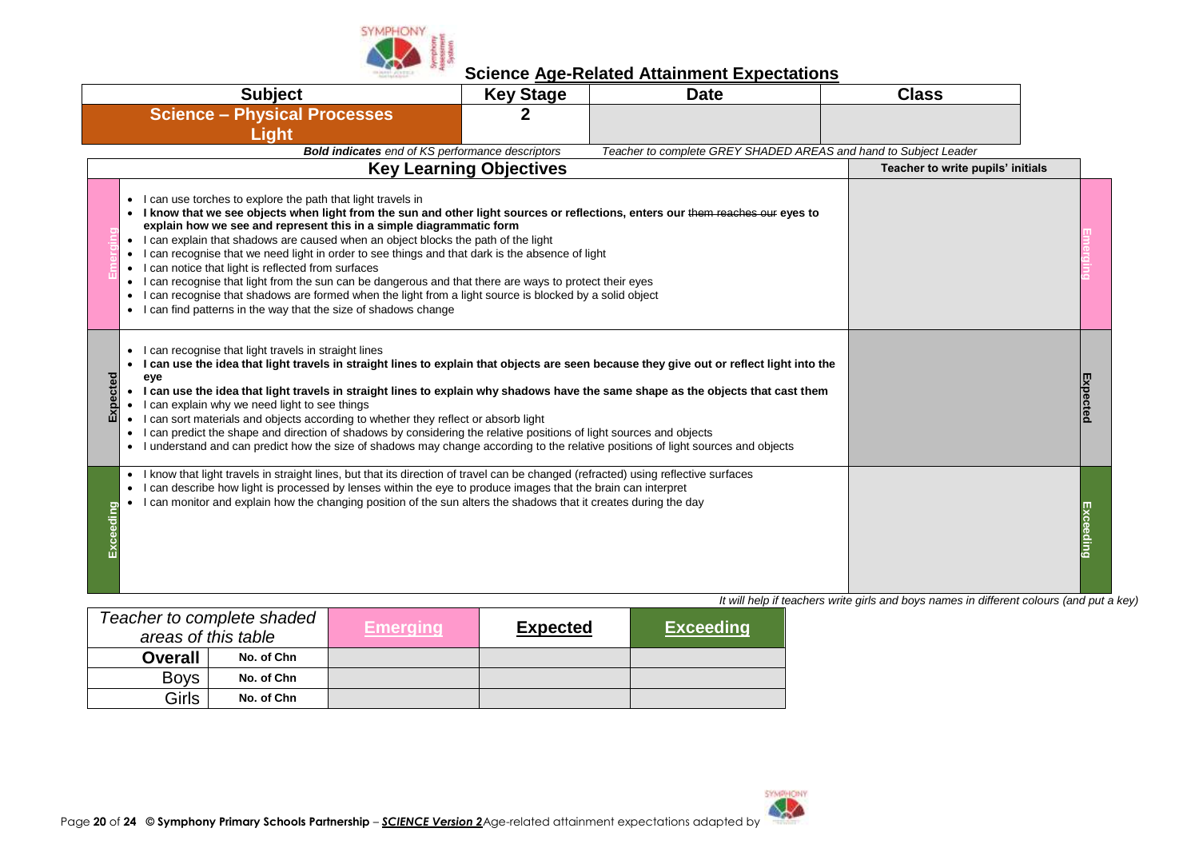# Science Age-Related Attainment Expectations

| Subject | Key Stage | Date | Class |
|---|---|---|---|
| **Science – Physical Processes Light** | **2** | | |

***Bold indicates** end of KS performance descriptors* *Teacher to complete GREY SHADED AREAS and hand to Subject Leader*

| | Key Learning Objectives | Teacher to write pupils' initials | |
|---|---|---|---|
| Emerging | • I can use torches to explore the path that light travels in<br>• **I know that we see objects when light from the sun and other light sources or reflections, enters our ~~them reaches our~~ eyes to explain how we see and represent this in a simple diagrammatic form**<br>• I can explain that shadows are caused when an object blocks the path of the light<br>• I can recognise that we need light in order to see things and that dark is the absence of light<br>• I can notice that light is reflected from surfaces<br>• I can recognise that light from the sun can be dangerous and that there are ways to protect their eyes<br>• I can recognise that shadows are formed when the light from a light source is blocked by a solid object<br>• I can find patterns in the way that the size of shadows change | | Emerging |
| Expected | • I can recognise that light travels in straight lines<br>• **I can use the idea that light travels in straight lines to explain that objects are seen because they give out or reflect light into the eye**<br>• **I can use the idea that light travels in straight lines to explain why shadows have the same shape as the objects that cast them**<br>• I can explain why we need light to see things<br>• I can sort materials and objects according to whether they reflect or absorb light<br>• I can predict the shape and direction of shadows by considering the relative positions of light sources and objects<br>• I understand and can predict how the size of shadows may change according to the relative positions of light sources and objects | | Expected |
| Exceeding | • I know that light travels in straight lines, but that its direction of travel can be changed (refracted) using reflective surfaces<br>• I can describe how light is processed by lenses within the eye to produce images that the brain can interpret<br>• I can monitor and explain how the changing position of the sun alters the shadows that it creates during the day | | Exceeding |

*It will help if teachers write girls and boys names in different colours (and put a key)*

| *Teacher to complete shaded areas of this table* | | Emerging | Expected | Exceeding |
|---|---|---|---|---|
| **Overall** | **No. of Chn** | | | |
| Boys | **No. of Chn** | | | |
| Girls | **No. of Chn** | | | |

**© Symphony Primary Schools Partnership** – ***SCIENCE Version 2*** Age-related attainment expectations adapted by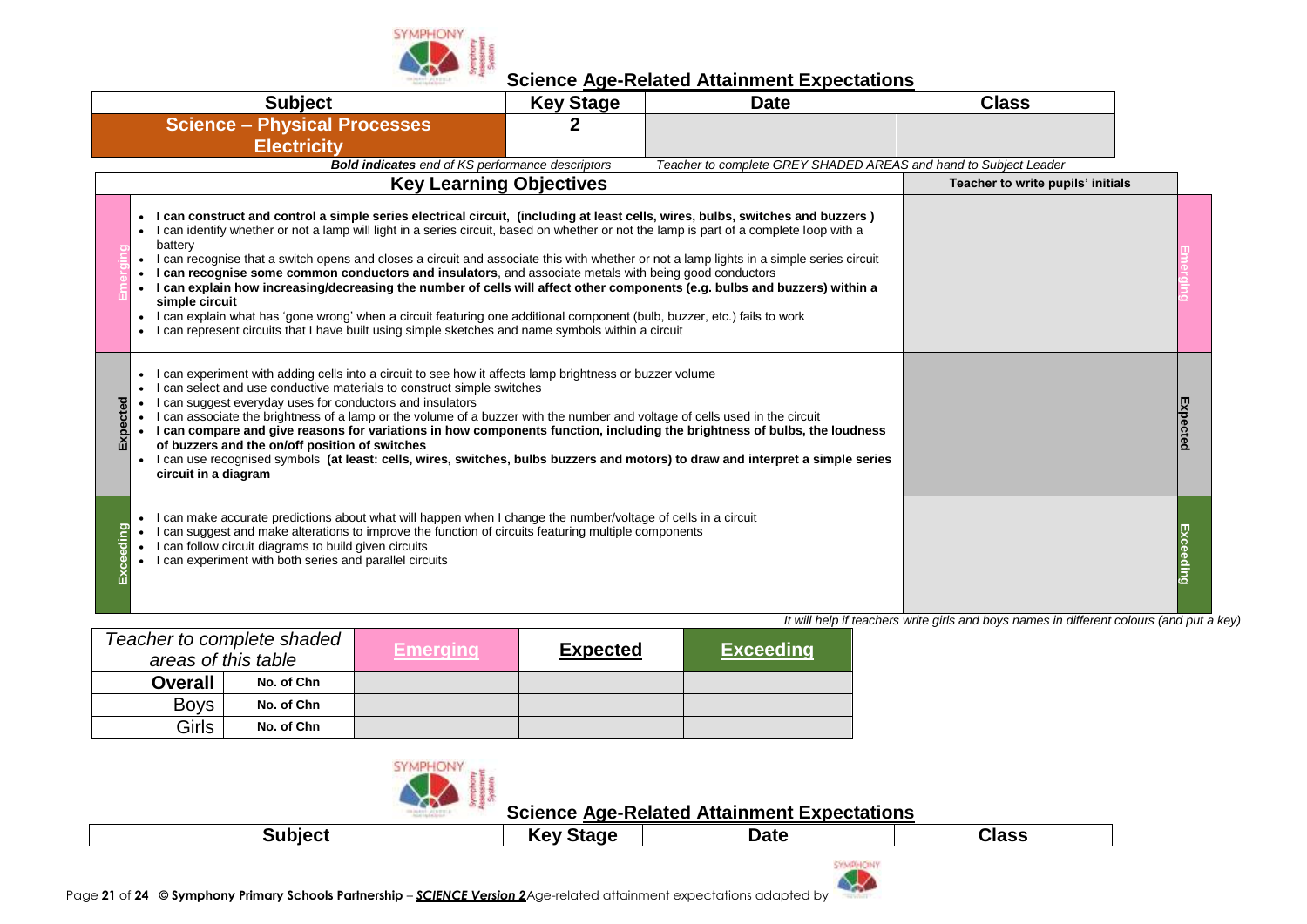## Science Age-Related Attainment Expectations

| Subject | Key Stage | Date | Class |
|---|---|---|---|
| **Science – Physical Processes Electricity** | **2** | | |

***Bold indicates** end of KS performance descriptors*    *Teacher to complete GREY SHADED AREAS and hand to Subject Leader*

| | Key Learning Objectives | Teacher to write pupils' initials | |
|---|---|---|---|
| **Emerging** | • **I can construct and control a simple series electrical circuit, (including at least cells, wires, bulbs, switches and buzzers )**<br>• I can identify whether or not a lamp will light in a series circuit, based on whether or not the lamp is part of a complete loop with a battery<br>• I can recognise that a switch opens and closes a circuit and associate this with whether or not a lamp lights in a simple series circuit<br>• **I can recognise some common conductors and insulators**, and associate metals with being good conductors<br>• **I can explain how increasing/decreasing the number of cells will affect other components (e.g. bulbs and buzzers) within a simple circuit**<br>• I can explain what has 'gone wrong' when a circuit featuring one additional component (bulb, buzzer, etc.) fails to work<br>• I can represent circuits that I have built using simple sketches and name symbols within a circuit | | **Emerging** |
| **Expected** | • I can experiment with adding cells into a circuit to see how it affects lamp brightness or buzzer volume<br>• I can select and use conductive materials to construct simple switches<br>• I can suggest everyday uses for conductors and insulators<br>• I can associate the brightness of a lamp or the volume of a buzzer with the number and voltage of cells used in the circuit<br>• **I can compare and give reasons for variations in how components function, including the brightness of bulbs, the loudness of buzzers and the on/off position of switches**<br>• I can use recognised symbols **(at least: cells, wires, switches, bulbs buzzers and motors) to draw and interpret a simple series circuit in a diagram** | | **Expected** |
| **Exceeding** | • I can make accurate predictions about what will happen when I change the number/voltage of cells in a circuit<br>• I can suggest and make alterations to improve the function of circuits featuring multiple components<br>• I can follow circuit diagrams to build given circuits<br>• I can experiment with both series and parallel circuits | | **Exceeding** |

*It will help if teachers write girls and boys names in different colours (and put a key)*

| *Teacher to complete shaded areas of this table* | | **Emerging** | **Expected** | **Exceeding** |
|---|---|---|---|---|
| **Overall** | **No. of Chn** | | | |
| Boys | **No. of Chn** | | | |
| Girls | **No. of Chn** | | | |

## Science Age-Related Attainment Expectations

| Subject | Key Stage | Date | Class |
|---|---|---|---|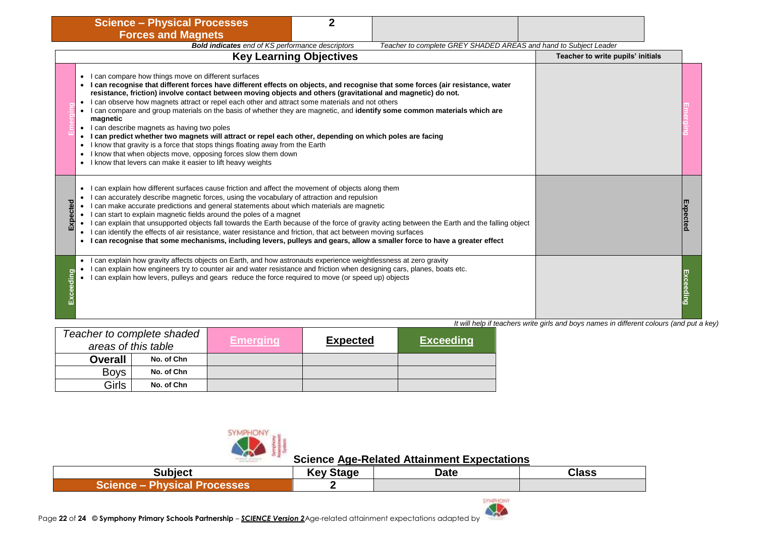| Science – Physical Processes<br>Forces and Magnets | 2 | | |
|---|---|---|---|

***Bold indicates** end of KS performance descriptors* *Teacher to complete GREY SHADED AREAS and hand to Subject Leader*

| | Key Learning Objectives | Teacher to write pupils' initials | |
|---|---|---|---|
| Emerging | • I can compare how things move on different surfaces<br>• **I can recognise that different forces have different effects on objects, and recognise that some forces (air resistance, water resistance, friction) involve contact between moving objects and others (gravitational and magnetic) do not.**<br>• I can observe how magnets attract or repel each other and attract some materials and not others<br>• I can compare and group materials on the basis of whether they are magnetic, and **identify some common materials which are magnetic**<br>• I can describe magnets as having two poles<br>• **I can predict whether two magnets will attract or repel each other, depending on which poles are facing**<br>• I know that gravity is a force that stops things floating away from the Earth<br>• I know that when objects move, opposing forces slow them down<br>• I know that levers can make it easier to lift heavy weights | | Emerging |
| Expected | • I can explain how different surfaces cause friction and affect the movement of objects along them<br>• I can accurately describe magnetic forces, using the vocabulary of attraction and repulsion<br>• I can make accurate predictions and general statements about which materials are magnetic<br>• I can start to explain magnetic fields around the poles of a magnet<br>• I can explain that unsupported objects fall towards the Earth because of the force of gravity acting between the Earth and the falling object<br>• I can identify the effects of air resistance, water resistance and friction, that act between moving surfaces<br>• **I can recognise that some mechanisms, including levers, pulleys and gears, allow a smaller force to have a greater effect** | | Expected |
| Exceeding | • I can explain how gravity affects objects on Earth, and how astronauts experience weightlessness at zero gravity<br>• I can explain how engineers try to counter air and water resistance and friction when designing cars, planes, boats etc.<br>• I can explain how levers, pulleys and gears reduce the force required to move (or speed up) objects | | Exceeding |

*It will help if teachers write girls and boys names in different colours (and put a key)*

| *Teacher to complete shaded areas of this table* | | Emerging | Expected | Exceeding |
|---|---|---|---|---|
| **Overall** | No. of Chn | | | |
| Boys | No. of Chn | | | |
| Girls | No. of Chn | | | |

## Science Age-Related Attainment Expectations

| Subject | Key Stage | Date | Class |
|---|---|---|---|
| Science – Physical Processes | 2 | | |

© Symphony Primary Schools Partnership – *SCIENCE Version 2* Age-related attainment expectations adapted by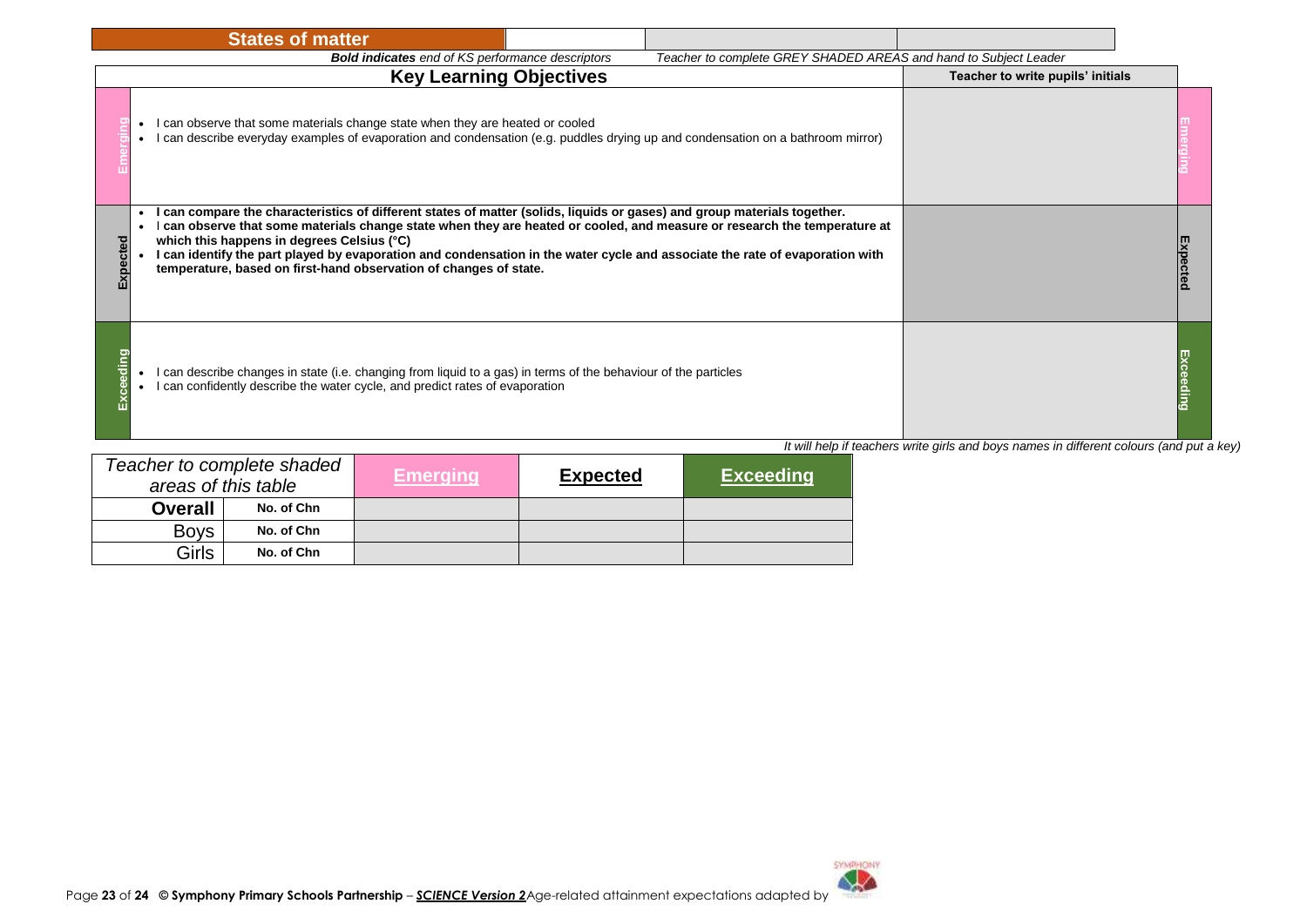# States of matter

***Bold indicates** end of KS performance descriptors* *Teacher to complete GREY SHADED AREAS and hand to Subject Leader*

| | Key Learning Objectives | Teacher to write pupils' initials | |
|---|---|---|---|
| Emerging | • I can observe that some materials change state when they are heated or cooled<br>• I can describe everyday examples of evaporation and condensation (e.g. puddles drying up and condensation on a bathroom mirror) | | Emerging |
| Expected | • **I can compare the characteristics of different states of matter (solids, liquids or gases) and group materials together.**<br>• **I can observe that some materials change state when they are heated or cooled, and measure or research the temperature at which this happens in degrees Celsius (°C)**<br>• **I can identify the part played by evaporation and condensation in the water cycle and associate the rate of evaporation with temperature, based on first-hand observation of changes of state.** | | Expected |
| Exceeding | • I can describe changes in state (i.e. changing from liquid to a gas) in terms of the behaviour of the particles<br>• I can confidently describe the water cycle, and predict rates of evaporation | | Exceeding |

*It will help if teachers write girls and boys names in different colours (and put a key)*

| *Teacher to complete shaded areas of this table* | | **Emerging** | **Expected** | **Exceeding** |
|---|---|---|---|---|
| **Overall** | **No. of Chn** | | | |
| Boys | **No. of Chn** | | | |
| Girls | **No. of Chn** | | | |

**© Symphony Primary Schools Partnership** – ***SCIENCE Version 2*** Age-related attainment expectations adapted by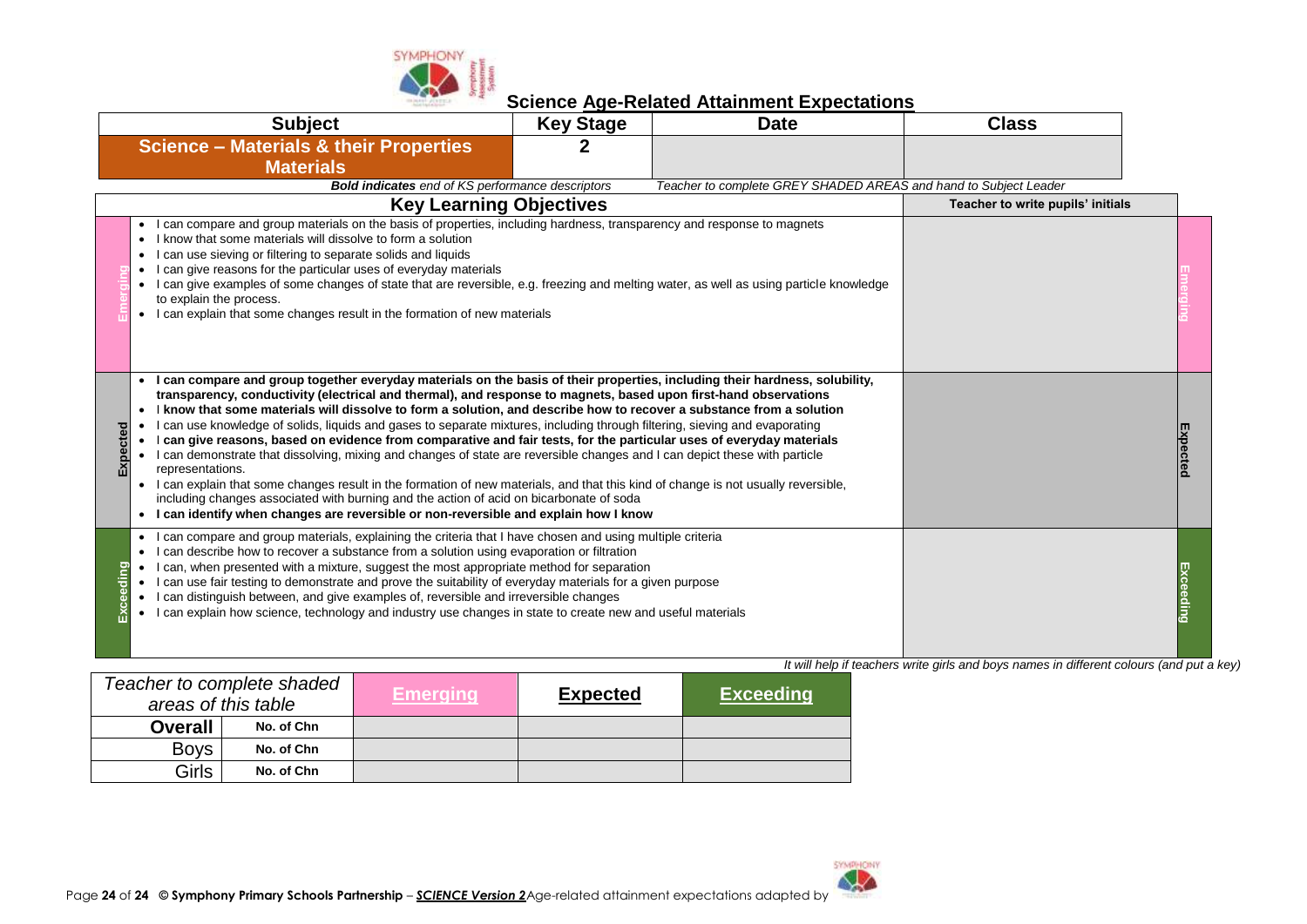## Science Age-Related Attainment Expectations

| Subject | Key Stage | Date | Class |
|---|---|---|---|
| **Science – Materials & their Properties Materials** | **2** | | |

***Bold indicates** end of KS performance descriptors* *Teacher to complete GREY SHADED AREAS and hand to Subject Leader*

| | Key Learning Objectives | Teacher to write pupils' initials | |
|---|---|---|---|
| **Emerging** | • I can compare and group materials on the basis of properties, including hardness, transparency and response to magnets<br>• I know that some materials will dissolve to form a solution<br>• I can use sieving or filtering to separate solids and liquids<br>• I can give reasons for the particular uses of everyday materials<br>• I can give examples of some changes of state that are reversible, e.g. freezing and melting water, as well as using particle knowledge to explain the process.<br>• I can explain that some changes result in the formation of new materials | | **Emerging** |
| **Expected** | • **I can compare and group together everyday materials on the basis of their properties, including their hardness, solubility, transparency, conductivity (electrical and thermal), and response to magnets, based upon first-hand observations**<br>• I **know that some materials will dissolve to form a solution, and describe how to recover a substance from a solution**<br>• I can use knowledge of solids, liquids and gases to separate mixtures, including through filtering, sieving and evaporating<br>• I **can give reasons, based on evidence from comparative and fair tests, for the particular uses of everyday materials**<br>• I can demonstrate that dissolving, mixing and changes of state are reversible changes and I can depict these with particle representations.<br>• I can explain that some changes result in the formation of new materials, and that this kind of change is not usually reversible, including changes associated with burning and the action of acid on bicarbonate of soda<br>• **I can identify when changes are reversible or non-reversible and explain how I know** | | **Expected** |
| **Exceeding** | • I can compare and group materials, explaining the criteria that I have chosen and using multiple criteria<br>• I can describe how to recover a substance from a solution using evaporation or filtration<br>• I can, when presented with a mixture, suggest the most appropriate method for separation<br>• I can use fair testing to demonstrate and prove the suitability of everyday materials for a given purpose<br>• I can distinguish between, and give examples of, reversible and irreversible changes<br>• I can explain how science, technology and industry use changes in state to create new and useful materials | | **Exceeding** |

*It will help if teachers write girls and boys names in different colours (and put a key)*

| *Teacher to complete shaded areas of this table* | | **Emerging** | **Expected** | **Exceeding** |
|---|---|---|---|---|
| **Overall** | **No. of Chn** | | | |
| Boys | **No. of Chn** | | | |
| Girls | **No. of Chn** | | | |

**© Symphony Primary Schools Partnership** – ***SCIENCE Version 2*** Age-related attainment expectations adapted by